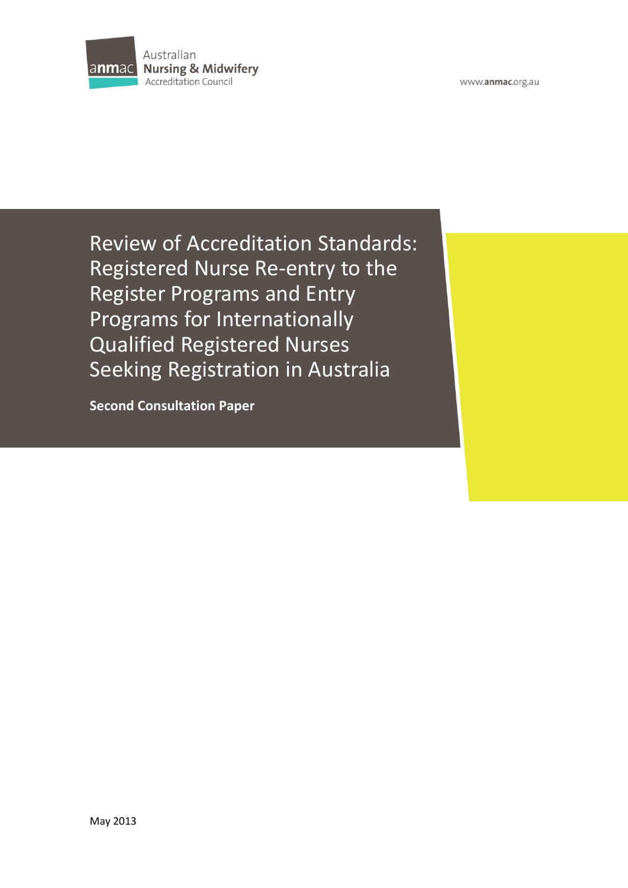Australian Nursing & Midwifery Accreditation Council

www.anmac.org.au

# Review of Accreditation Standards: Registered Nurse Re-entry to the Register Programs and Entry Programs for Internationally Qualified Registered Nurses Seeking Registration in Australia

**Second Consultation Paper**

May 2013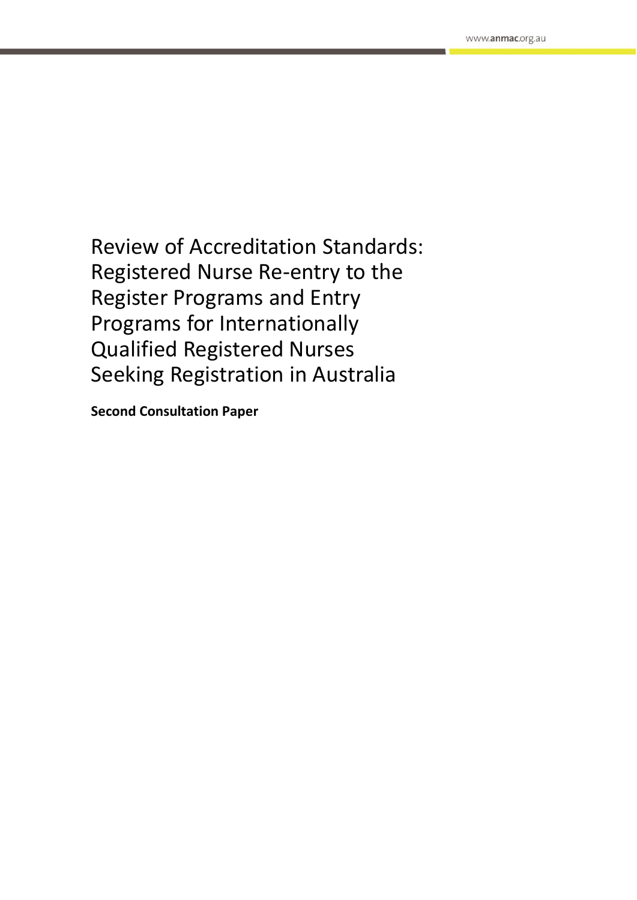# Review of Accreditation Standards: Registered Nurse Re-entry to the Register Programs and Entry Programs for Internationally Qualified Registered Nurses Seeking Registration in Australia

**Second Consultation Paper**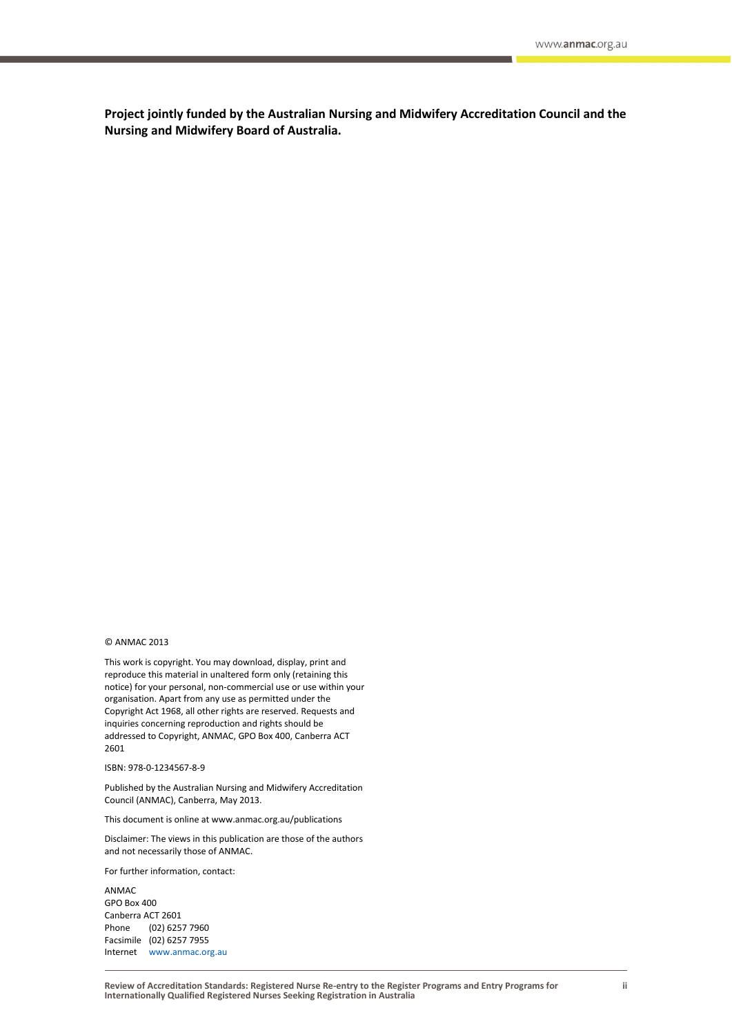**Project jointly funded by the Australian Nursing and Midwifery Accreditation Council and the Nursing and Midwifery Board of Australia.**

© ANMAC 2013

This work is copyright. You may download, display, print and reproduce this material in unaltered form only (retaining this notice) for your personal, non-commercial use or use within your organisation. Apart from any use as permitted under the Copyright Act 1968, all other rights are reserved. Requests and inquiries concerning reproduction and rights should be addressed to Copyright, ANMAC, GPO Box 400, Canberra ACT 2601

ISBN: 978-0-1234567-8-9

Published by the Australian Nursing and Midwifery Accreditation Council (ANMAC), Canberra, May 2013.

This document is online at www.anmac.org.au/publications

Disclaimer: The views in this publication are those of the authors and not necessarily those of ANMAC.

For further information, contact:

ANMAC
GPO Box 400
Canberra ACT 2601
Phone (02) 6257 7960
Facsimile (02) 6257 7955
Internet www.anmac.org.au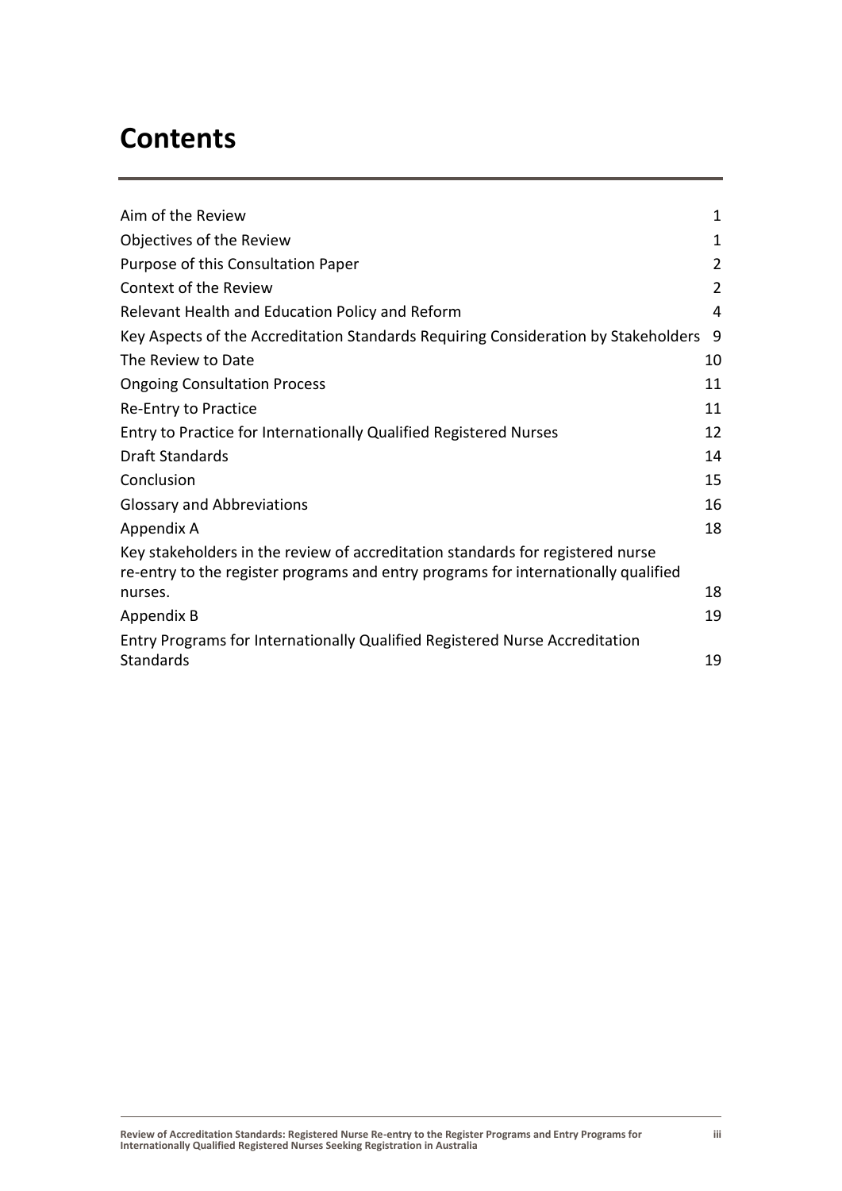# Contents

| | |
|---|---|
| Aim of the Review | 1 |
| Objectives of the Review | 1 |
| Purpose of this Consultation Paper | 2 |
| Context of the Review | 2 |
| Relevant Health and Education Policy and Reform | 4 |
| Key Aspects of the Accreditation Standards Requiring Consideration by Stakeholders | 9 |
| The Review to Date | 10 |
| Ongoing Consultation Process | 11 |
| Re-Entry to Practice | 11 |
| Entry to Practice for Internationally Qualified Registered Nurses | 12 |
| Draft Standards | 14 |
| Conclusion | 15 |
| Glossary and Abbreviations | 16 |
| Appendix A | 18 |
| Key stakeholders in the review of accreditation standards for registered nurse re-entry to the register programs and entry programs for internationally qualified nurses. | 18 |
| Appendix B | 19 |
| Entry Programs for Internationally Qualified Registered Nurse Accreditation Standards | 19 |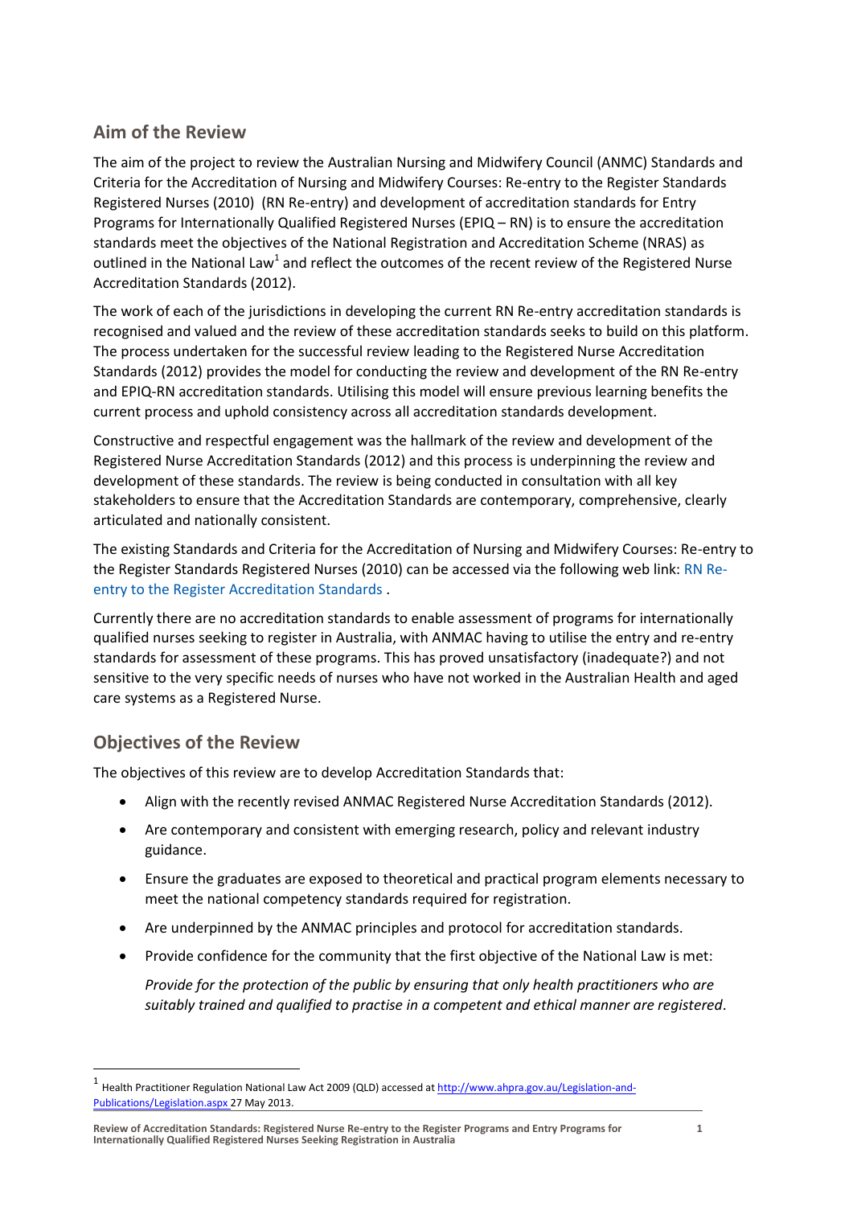## Aim of the Review

The aim of the project to review the Australian Nursing and Midwifery Council (ANMC) Standards and Criteria for the Accreditation of Nursing and Midwifery Courses: Re-entry to the Register Standards Registered Nurses (2010) (RN Re-entry) and development of accreditation standards for Entry Programs for Internationally Qualified Registered Nurses (EPIQ – RN) is to ensure the accreditation standards meet the objectives of the National Registration and Accreditation Scheme (NRAS) as outlined in the National Law[1] and reflect the outcomes of the recent review of the Registered Nurse Accreditation Standards (2012).

The work of each of the jurisdictions in developing the current RN Re-entry accreditation standards is recognised and valued and the review of these accreditation standards seeks to build on this platform. The process undertaken for the successful review leading to the Registered Nurse Accreditation Standards (2012) provides the model for conducting the review and development of the RN Re-entry and EPIQ-RN accreditation standards. Utilising this model will ensure previous learning benefits the current process and uphold consistency across all accreditation standards development.

Constructive and respectful engagement was the hallmark of the review and development of the Registered Nurse Accreditation Standards (2012) and this process is underpinning the review and development of these standards. The review is being conducted in consultation with all key stakeholders to ensure that the Accreditation Standards are contemporary, comprehensive, clearly articulated and nationally consistent.

The existing Standards and Criteria for the Accreditation of Nursing and Midwifery Courses: Re-entry to the Register Standards Registered Nurses (2010) can be accessed via the following web link: RN Re-entry to the Register Accreditation Standards .

Currently there are no accreditation standards to enable assessment of programs for internationally qualified nurses seeking to register in Australia, with ANMAC having to utilise the entry and re-entry standards for assessment of these programs. This has proved unsatisfactory (inadequate?) and not sensitive to the very specific needs of nurses who have not worked in the Australian Health and aged care systems as a Registered Nurse.

## Objectives of the Review

The objectives of this review are to develop Accreditation Standards that:

- Align with the recently revised ANMAC Registered Nurse Accreditation Standards (2012).
- Are contemporary and consistent with emerging research, policy and relevant industry guidance.
- Ensure the graduates are exposed to theoretical and practical program elements necessary to meet the national competency standards required for registration.
- Are underpinned by the ANMAC principles and protocol for accreditation standards.
- Provide confidence for the community that the first objective of the National Law is met:

  *Provide for the protection of the public by ensuring that only health practitioners who are suitably trained and qualified to practise in a competent and ethical manner are registered*.

[1] Health Practitioner Regulation National Law Act 2009 (QLD) accessed at http://www.ahpra.gov.au/Legislation-and-Publications/Legislation.aspx 27 May 2013.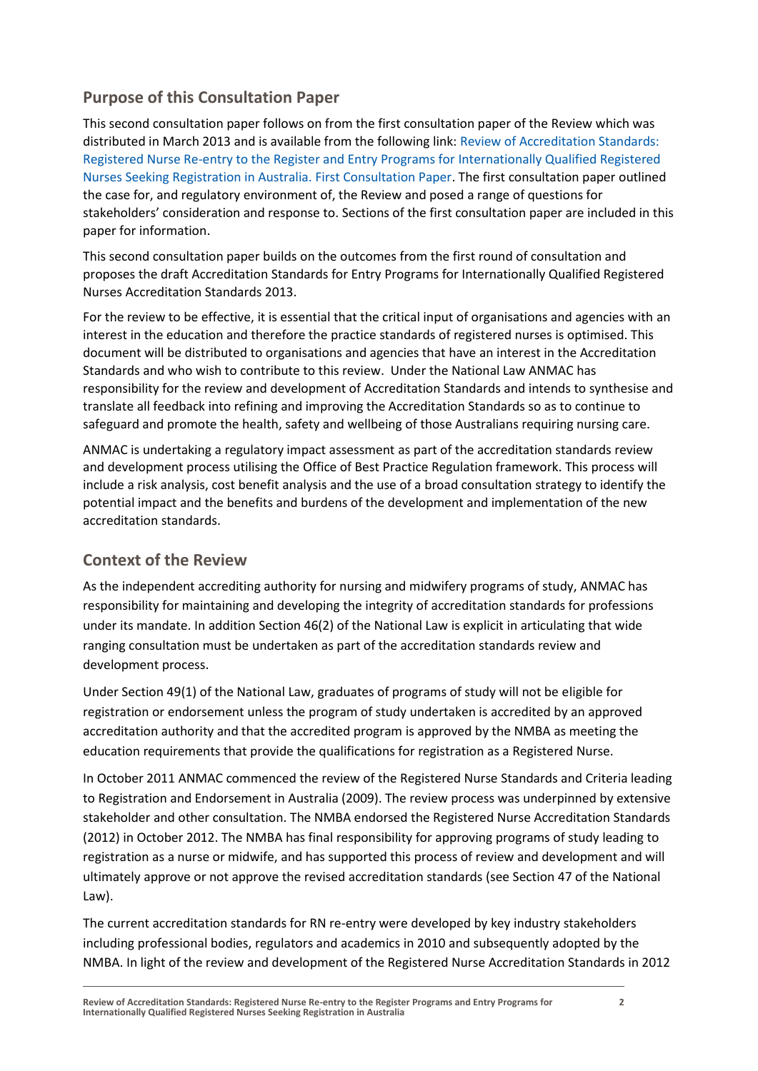## Purpose of this Consultation Paper

This second consultation paper follows on from the first consultation paper of the Review which was distributed in March 2013 and is available from the following link: Review of Accreditation Standards: Registered Nurse Re-entry to the Register and Entry Programs for Internationally Qualified Registered Nurses Seeking Registration in Australia. First Consultation Paper. The first consultation paper outlined the case for, and regulatory environment of, the Review and posed a range of questions for stakeholders' consideration and response to. Sections of the first consultation paper are included in this paper for information.

This second consultation paper builds on the outcomes from the first round of consultation and proposes the draft Accreditation Standards for Entry Programs for Internationally Qualified Registered Nurses Accreditation Standards 2013.

For the review to be effective, it is essential that the critical input of organisations and agencies with an interest in the education and therefore the practice standards of registered nurses is optimised. This document will be distributed to organisations and agencies that have an interest in the Accreditation Standards and who wish to contribute to this review. Under the National Law ANMAC has responsibility for the review and development of Accreditation Standards and intends to synthesise and translate all feedback into refining and improving the Accreditation Standards so as to continue to safeguard and promote the health, safety and wellbeing of those Australians requiring nursing care.

ANMAC is undertaking a regulatory impact assessment as part of the accreditation standards review and development process utilising the Office of Best Practice Regulation framework. This process will include a risk analysis, cost benefit analysis and the use of a broad consultation strategy to identify the potential impact and the benefits and burdens of the development and implementation of the new accreditation standards.

## Context of the Review

As the independent accrediting authority for nursing and midwifery programs of study, ANMAC has responsibility for maintaining and developing the integrity of accreditation standards for professions under its mandate. In addition Section 46(2) of the National Law is explicit in articulating that wide ranging consultation must be undertaken as part of the accreditation standards review and development process.

Under Section 49(1) of the National Law, graduates of programs of study will not be eligible for registration or endorsement unless the program of study undertaken is accredited by an approved accreditation authority and that the accredited program is approved by the NMBA as meeting the education requirements that provide the qualifications for registration as a Registered Nurse.

In October 2011 ANMAC commenced the review of the Registered Nurse Standards and Criteria leading to Registration and Endorsement in Australia (2009). The review process was underpinned by extensive stakeholder and other consultation. The NMBA endorsed the Registered Nurse Accreditation Standards (2012) in October 2012. The NMBA has final responsibility for approving programs of study leading to registration as a nurse or midwife, and has supported this process of review and development and will ultimately approve or not approve the revised accreditation standards (see Section 47 of the National Law).

The current accreditation standards for RN re-entry were developed by key industry stakeholders including professional bodies, regulators and academics in 2010 and subsequently adopted by the NMBA. In light of the review and development of the Registered Nurse Accreditation Standards in 2012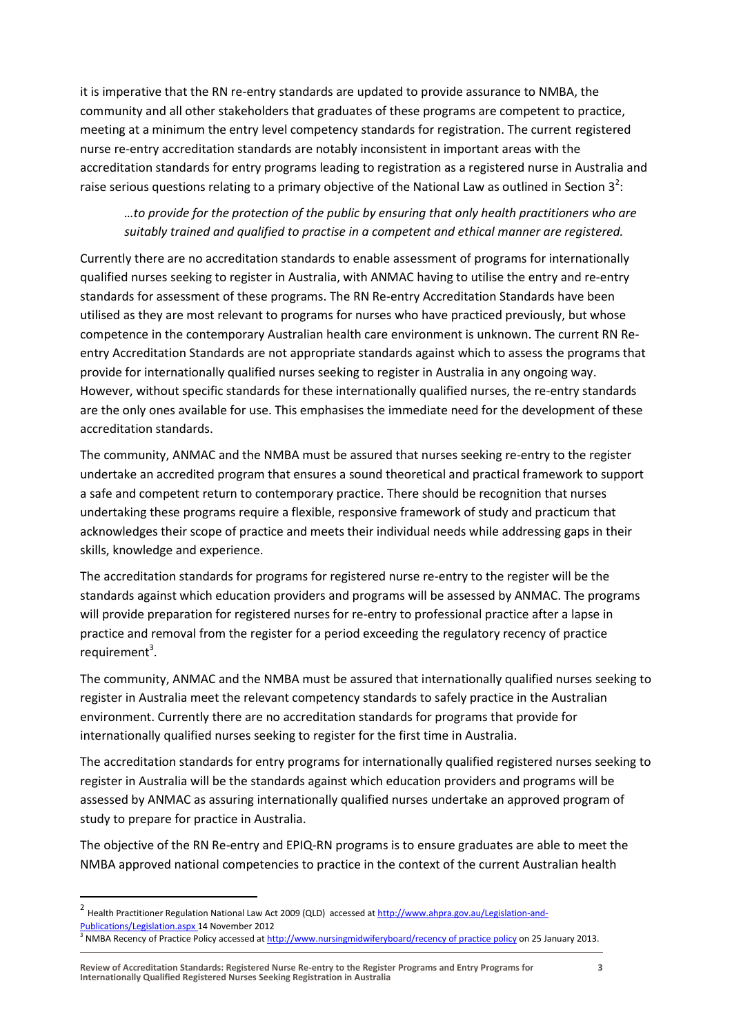it is imperative that the RN re-entry standards are updated to provide assurance to NMBA, the community and all other stakeholders that graduates of these programs are competent to practice, meeting at a minimum the entry level competency standards for registration. The current registered nurse re-entry accreditation standards are notably inconsistent in important areas with the accreditation standards for entry programs leading to registration as a registered nurse in Australia and raise serious questions relating to a primary objective of the National Law as outlined in Section 3[2]:

> *…to provide for the protection of the public by ensuring that only health practitioners who are suitably trained and qualified to practise in a competent and ethical manner are registered.*

Currently there are no accreditation standards to enable assessment of programs for internationally qualified nurses seeking to register in Australia, with ANMAC having to utilise the entry and re-entry standards for assessment of these programs. The RN Re-entry Accreditation Standards have been utilised as they are most relevant to programs for nurses who have practiced previously, but whose competence in the contemporary Australian health care environment is unknown. The current RN Re-entry Accreditation Standards are not appropriate standards against which to assess the programs that provide for internationally qualified nurses seeking to register in Australia in any ongoing way. However, without specific standards for these internationally qualified nurses, the re-entry standards are the only ones available for use. This emphasises the immediate need for the development of these accreditation standards.

The community, ANMAC and the NMBA must be assured that nurses seeking re-entry to the register undertake an accredited program that ensures a sound theoretical and practical framework to support a safe and competent return to contemporary practice. There should be recognition that nurses undertaking these programs require a flexible, responsive framework of study and practicum that acknowledges their scope of practice and meets their individual needs while addressing gaps in their skills, knowledge and experience.

The accreditation standards for programs for registered nurse re-entry to the register will be the standards against which education providers and programs will be assessed by ANMAC. The programs will provide preparation for registered nurses for re-entry to professional practice after a lapse in practice and removal from the register for a period exceeding the regulatory recency of practice requirement[3].

The community, ANMAC and the NMBA must be assured that internationally qualified nurses seeking to register in Australia meet the relevant competency standards to safely practice in the Australian environment. Currently there are no accreditation standards for programs that provide for internationally qualified nurses seeking to register for the first time in Australia.

The accreditation standards for entry programs for internationally qualified registered nurses seeking to register in Australia will be the standards against which education providers and programs will be assessed by ANMAC as assuring internationally qualified nurses undertake an approved program of study to prepare for practice in Australia.

The objective of the RN Re-entry and EPIQ-RN programs is to ensure graduates are able to meet the NMBA approved national competencies to practice in the context of the current Australian health

---

[2] Health Practitioner Regulation National Law Act 2009 (QLD) accessed at http://www.ahpra.gov.au/Legislation-and-Publications/Legislation.aspx 14 November 2012

[3] NMBA Recency of Practice Policy accessed at http://www.nursingmidwiferyboard/recency of practice policy on 25 January 2013.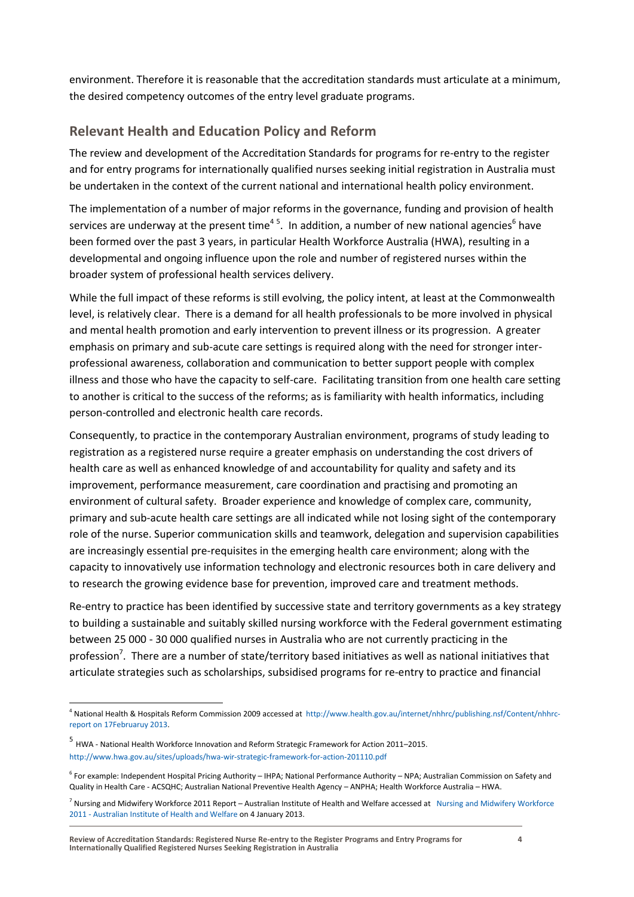environment. Therefore it is reasonable that the accreditation standards must articulate at a minimum, the desired competency outcomes of the entry level graduate programs.

## Relevant Health and Education Policy and Reform

The review and development of the Accreditation Standards for programs for re-entry to the register and for entry programs for internationally qualified nurses seeking initial registration in Australia must be undertaken in the context of the current national and international health policy environment.

The implementation of a number of major reforms in the governance, funding and provision of health services are underway at the present time[4 5]. In addition, a number of new national agencies[6] have been formed over the past 3 years, in particular Health Workforce Australia (HWA), resulting in a developmental and ongoing influence upon the role and number of registered nurses within the broader system of professional health services delivery.

While the full impact of these reforms is still evolving, the policy intent, at least at the Commonwealth level, is relatively clear. There is a demand for all health professionals to be more involved in physical and mental health promotion and early intervention to prevent illness or its progression. A greater emphasis on primary and sub-acute care settings is required along with the need for stronger inter-professional awareness, collaboration and communication to better support people with complex illness and those who have the capacity to self-care. Facilitating transition from one health care setting to another is critical to the success of the reforms; as is familiarity with health informatics, including person-controlled and electronic health care records.

Consequently, to practice in the contemporary Australian environment, programs of study leading to registration as a registered nurse require a greater emphasis on understanding the cost drivers of health care as well as enhanced knowledge of and accountability for quality and safety and its improvement, performance measurement, care coordination and practising and promoting an environment of cultural safety. Broader experience and knowledge of complex care, community, primary and sub-acute health care settings are all indicated while not losing sight of the contemporary role of the nurse. Superior communication skills and teamwork, delegation and supervision capabilities are increasingly essential pre-requisites in the emerging health care environment; along with the capacity to innovatively use information technology and electronic resources both in care delivery and to research the growing evidence base for prevention, improved care and treatment methods.

Re-entry to practice has been identified by successive state and territory governments as a key strategy to building a sustainable and suitably skilled nursing workforce with the Federal government estimating between 25 000 - 30 000 qualified nurses in Australia who are not currently practicing in the profession[7]. There are a number of state/territory based initiatives as well as national initiatives that articulate strategies such as scholarships, subsidised programs for re-entry to practice and financial

---

[4] National Health & Hospitals Reform Commission 2009 accessed at http://www.health.gov.au/internet/nhhrc/publishing.nsf/Content/nhhrc-report on 17Februaruy 2013.

[5] HWA - National Health Workforce Innovation and Reform Strategic Framework for Action 2011–2015. http://www.hwa.gov.au/sites/uploads/hwa-wir-strategic-framework-for-action-201110.pdf

[6] For example: Independent Hospital Pricing Authority – IHPA; National Performance Authority – NPA; Australian Commission on Safety and Quality in Health Care - ACSQHC; Australian National Preventive Health Agency – ANPHA; Health Workforce Australia – HWA.

[7] Nursing and Midwifery Workforce 2011 Report – Australian Institute of Health and Welfare accessed at Nursing and Midwifery Workforce 2011 - Australian Institute of Health and Welfare on 4 January 2013.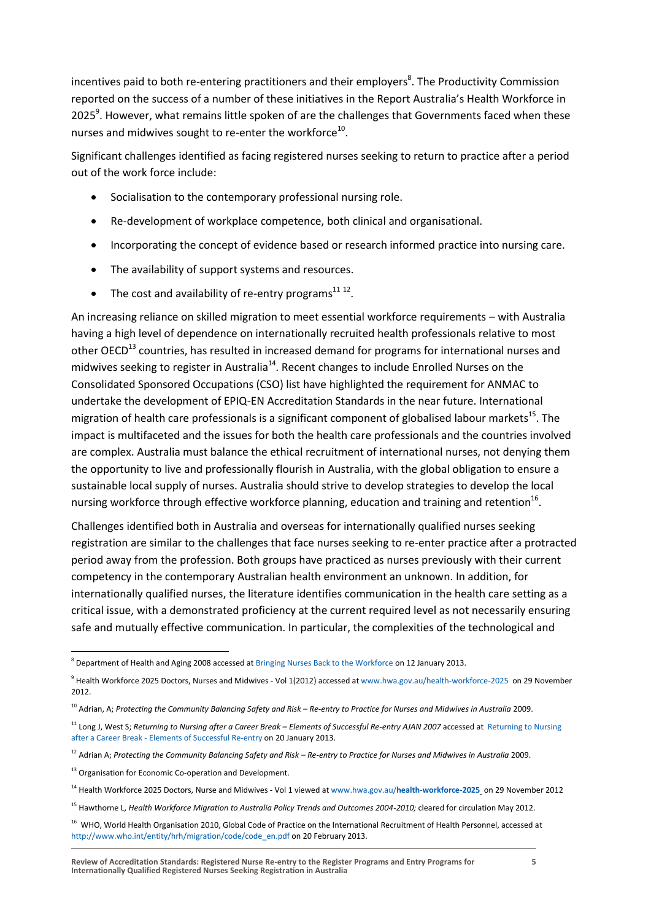incentives paid to both re-entering practitioners and their employers[8]. The Productivity Commission reported on the success of a number of these initiatives in the Report Australia's Health Workforce in 2025[9]. However, what remains little spoken of are the challenges that Governments faced when these nurses and midwives sought to re-enter the workforce[10].

Significant challenges identified as facing registered nurses seeking to return to practice after a period out of the work force include:

- Socialisation to the contemporary professional nursing role.
- Re-development of workplace competence, both clinical and organisational.
- Incorporating the concept of evidence based or research informed practice into nursing care.
- The availability of support systems and resources.
- The cost and availability of re-entry programs[11 12].

An increasing reliance on skilled migration to meet essential workforce requirements – with Australia having a high level of dependence on internationally recruited health professionals relative to most other OECD[13] countries, has resulted in increased demand for programs for international nurses and midwives seeking to register in Australia[14]. Recent changes to include Enrolled Nurses on the Consolidated Sponsored Occupations (CSO) list have highlighted the requirement for ANMAC to undertake the development of EPIQ-EN Accreditation Standards in the near future. International migration of health care professionals is a significant component of globalised labour markets[15]. The impact is multifaceted and the issues for both the health care professionals and the countries involved are complex. Australia must balance the ethical recruitment of international nurses, not denying them the opportunity to live and professionally flourish in Australia, with the global obligation to ensure a sustainable local supply of nurses. Australia should strive to develop strategies to develop the local nursing workforce through effective workforce planning, education and training and retention[16].

Challenges identified both in Australia and overseas for internationally qualified nurses seeking registration are similar to the challenges that face nurses seeking to re-enter practice after a protracted period away from the profession. Both groups have practiced as nurses previously with their current competency in the contemporary Australian health environment an unknown. In addition, for internationally qualified nurses, the literature identifies communication in the health care setting as a critical issue, with a demonstrated proficiency at the current required level as not necessarily ensuring safe and mutually effective communication. In particular, the complexities of the technological and

---

[8] Department of Health and Aging 2008 accessed at Bringing Nurses Back to the Workforce on 12 January 2013.

[9] Health Workforce 2025 Doctors, Nurses and Midwives - Vol 1(2012) accessed at www.hwa.gov.au/health-workforce-2025 on 29 November 2012.

[10] Adrian, A; *Protecting the Community Balancing Safety and Risk – Re-entry to Practice for Nurses and Midwives in Australia* 2009.

[11] Long J, West S; *Returning to Nursing after a Career Break – Elements of Successful Re-entry AJAN 2007* accessed at Returning to Nursing after a Career Break - Elements of Successful Re-entry on 20 January 2013.

[12] Adrian A; *Protecting the Community Balancing Safety and Risk – Re-entry to Practice for Nurses and Midwives in Australia* 2009.

[13] Organisation for Economic Co-operation and Development.

[14] Health Workforce 2025 Doctors, Nurse and Midwives - Vol 1 viewed at www.hwa.gov.au/**health-workforce-2025** on 29 November 2012

[15] Hawthorne L, *Health Workforce Migration to Australia Policy Trends and Outcomes 2004-2010;* cleared for circulation May 2012.

[16] WHO, World Health Organisation 2010, Global Code of Practice on the International Recruitment of Health Personnel, accessed at http://www.who.int/entity/hrh/migration/code/code_en.pdf on 20 February 2013.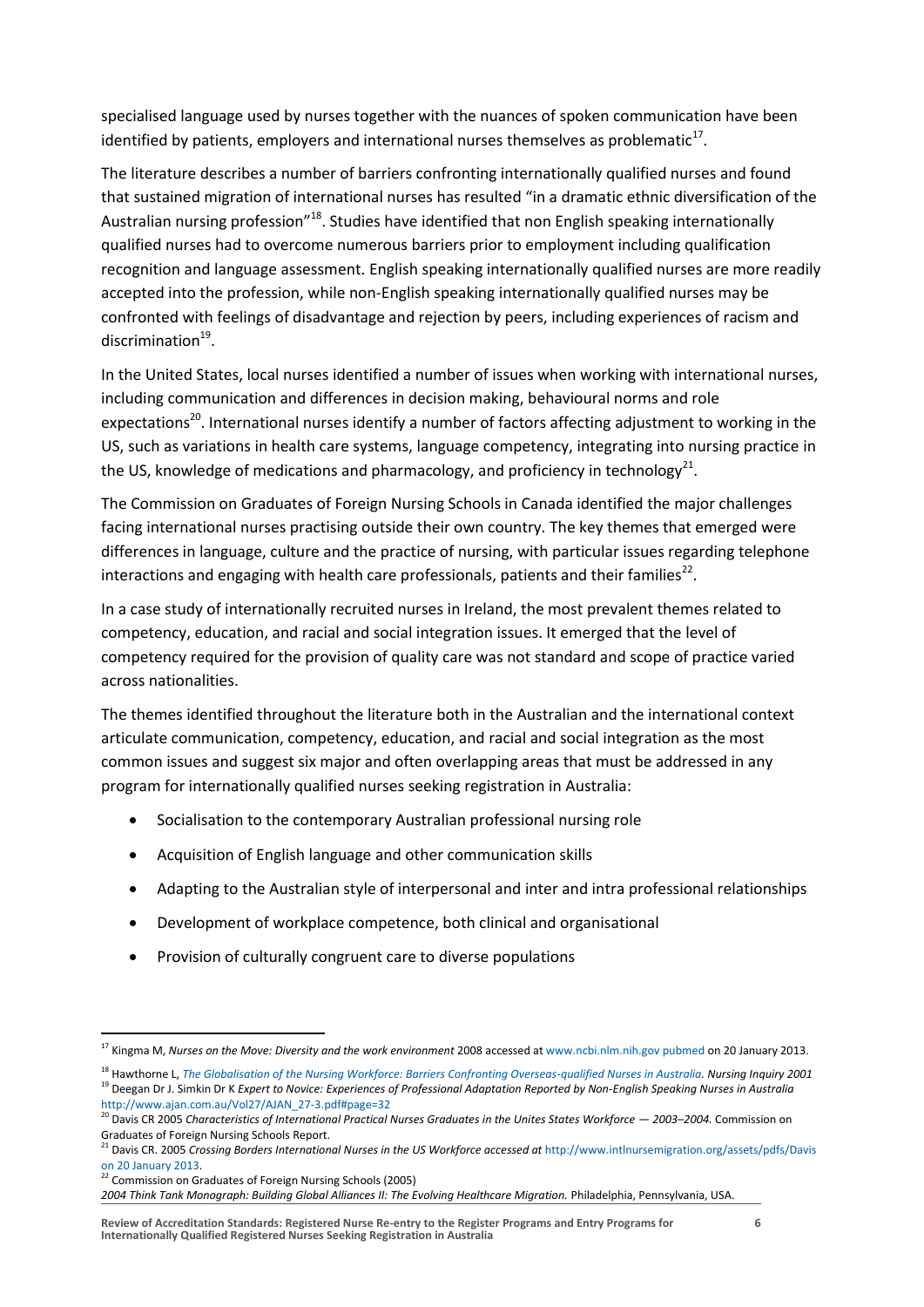specialised language used by nurses together with the nuances of spoken communication have been identified by patients, employers and international nurses themselves as problematic[17].

The literature describes a number of barriers confronting internationally qualified nurses and found that sustained migration of international nurses has resulted "in a dramatic ethnic diversification of the Australian nursing profession"[18]. Studies have identified that non English speaking internationally qualified nurses had to overcome numerous barriers prior to employment including qualification recognition and language assessment. English speaking internationally qualified nurses are more readily accepted into the profession, while non-English speaking internationally qualified nurses may be confronted with feelings of disadvantage and rejection by peers, including experiences of racism and discrimination[19].

In the United States, local nurses identified a number of issues when working with international nurses, including communication and differences in decision making, behavioural norms and role expectations[20]. International nurses identify a number of factors affecting adjustment to working in the US, such as variations in health care systems, language competency, integrating into nursing practice in the US, knowledge of medications and pharmacology, and proficiency in technology[21].

The Commission on Graduates of Foreign Nursing Schools in Canada identified the major challenges facing international nurses practising outside their own country. The key themes that emerged were differences in language, culture and the practice of nursing, with particular issues regarding telephone interactions and engaging with health care professionals, patients and their families[22].

In a case study of internationally recruited nurses in Ireland, the most prevalent themes related to competency, education, and racial and social integration issues. It emerged that the level of competency required for the provision of quality care was not standard and scope of practice varied across nationalities.

The themes identified throughout the literature both in the Australian and the international context articulate communication, competency, education, and racial and social integration as the most common issues and suggest six major and often overlapping areas that must be addressed in any program for internationally qualified nurses seeking registration in Australia:

- Socialisation to the contemporary Australian professional nursing role
- Acquisition of English language and other communication skills
- Adapting to the Australian style of interpersonal and inter and intra professional relationships
- Development of workplace competence, both clinical and organisational
- Provision of culturally congruent care to diverse populations

---

[17] Kingma M, *Nurses on the Move: Diversity and the work environment* 2008 accessed at www.ncbi.nlm.nih.gov pubmed on 20 January 2013.

[18] Hawthorne L, *The Globalisation of the Nursing Workforce: Barriers Confronting Overseas-qualified Nurses in Australia*. *Nursing Inquiry 2001*

[19] Deegan Dr J. Simkin Dr K *Expert to Novice: Experiences of Professional Adaptation Reported by Non-English Speaking Nurses in Australia* http://www.ajan.com.au/Vol27/AJAN_27-3.pdf#page=32

[20] Davis CR 2005 *Characteristics of International Practical Nurses Graduates in the Unites States Workforce — 2003–2004.* Commission on Graduates of Foreign Nursing Schools Report.

[21] Davis CR. 2005 *Crossing Borders International Nurses in the US Workforce accessed at* http://www.intlnursemigration.org/assets/pdfs/Davis on 20 January 2013.

[22] Commission on Graduates of Foreign Nursing Schools (2005) *2004 Think Tank Monograph: Building Global Alliances II: The Evolving Healthcare Migration.* Philadelphia, Pennsylvania, USA.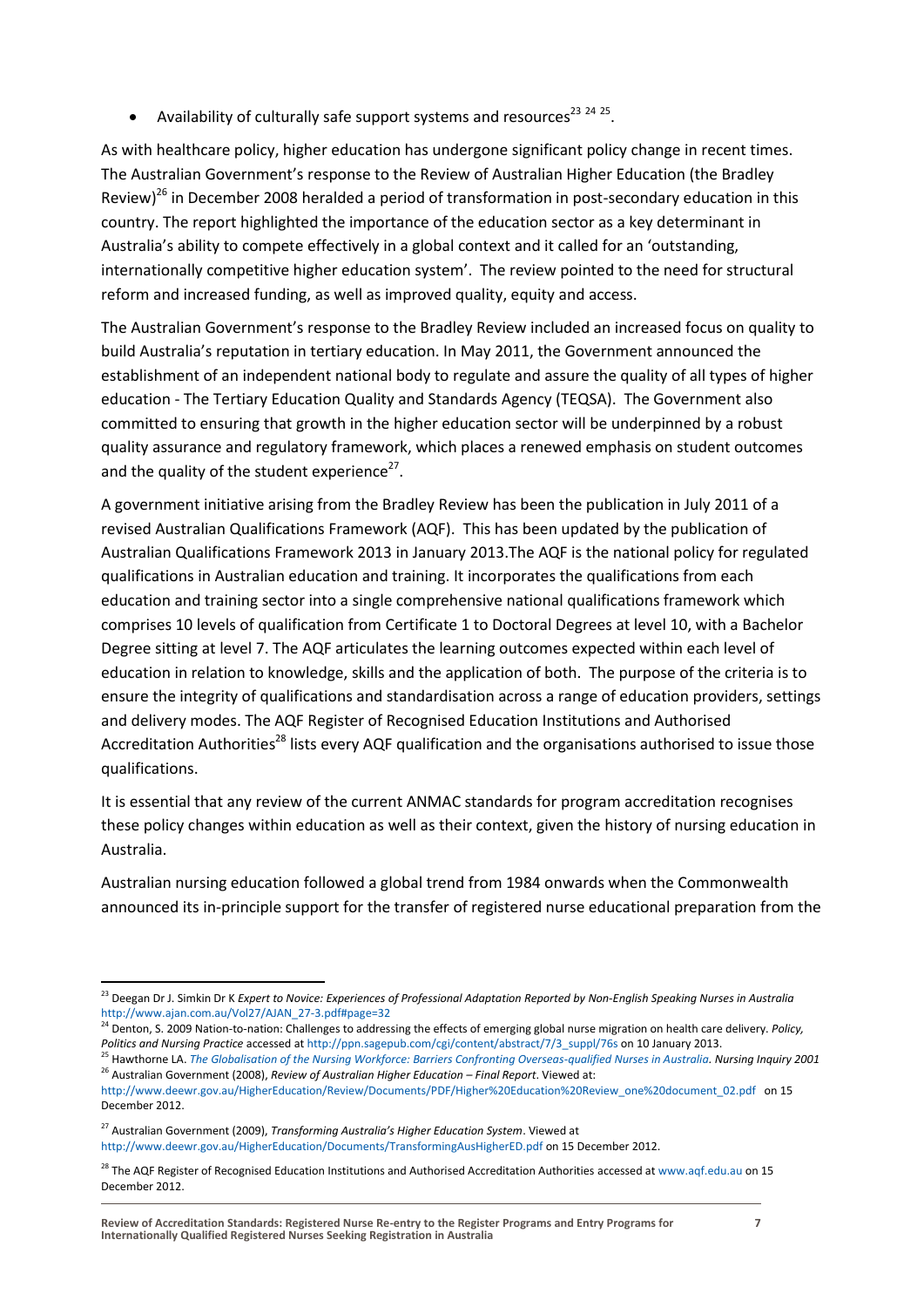- Availability of culturally safe support systems and resources[23 24 25].

As with healthcare policy, higher education has undergone significant policy change in recent times. The Australian Government's response to the Review of Australian Higher Education (the Bradley Review)[26] in December 2008 heralded a period of transformation in post-secondary education in this country. The report highlighted the importance of the education sector as a key determinant in Australia's ability to compete effectively in a global context and it called for an 'outstanding, internationally competitive higher education system'. The review pointed to the need for structural reform and increased funding, as well as improved quality, equity and access.

The Australian Government's response to the Bradley Review included an increased focus on quality to build Australia's reputation in tertiary education. In May 2011, the Government announced the establishment of an independent national body to regulate and assure the quality of all types of higher education - The Tertiary Education Quality and Standards Agency (TEQSA). The Government also committed to ensuring that growth in the higher education sector will be underpinned by a robust quality assurance and regulatory framework, which places a renewed emphasis on student outcomes and the quality of the student experience[27].

A government initiative arising from the Bradley Review has been the publication in July 2011 of a revised Australian Qualifications Framework (AQF). This has been updated by the publication of Australian Qualifications Framework 2013 in January 2013.The AQF is the national policy for regulated qualifications in Australian education and training. It incorporates the qualifications from each education and training sector into a single comprehensive national qualifications framework which comprises 10 levels of qualification from Certificate 1 to Doctoral Degrees at level 10, with a Bachelor Degree sitting at level 7. The AQF articulates the learning outcomes expected within each level of education in relation to knowledge, skills and the application of both. The purpose of the criteria is to ensure the integrity of qualifications and standardisation across a range of education providers, settings and delivery modes. The AQF Register of Recognised Education Institutions and Authorised Accreditation Authorities[28] lists every AQF qualification and the organisations authorised to issue those qualifications.

It is essential that any review of the current ANMAC standards for program accreditation recognises these policy changes within education as well as their context, given the history of nursing education in Australia.

Australian nursing education followed a global trend from 1984 onwards when the Commonwealth announced its in-principle support for the transfer of registered nurse educational preparation from the

---

[23] Deegan Dr J. Simkin Dr K *Expert to Novice: Experiences of Professional Adaptation Reported by Non-English Speaking Nurses in Australia* http://www.ajan.com.au/Vol27/AJAN_27-3.pdf#page=32

[24] Denton, S. 2009 Nation-to-nation: Challenges to addressing the effects of emerging global nurse migration on health care delivery. *Policy, Politics and Nursing Practice* accessed at http://ppn.sagepub.com/cgi/content/abstract/7/3_suppl/76s on 10 January 2013.

[25] Hawthorne LA. *The Globalisation of the Nursing Workforce: Barriers Confronting Overseas-qualified Nurses in Australia. Nursing Inquiry 2001*

[26] Australian Government (2008), *Review of Australian Higher Education – Final Report*. Viewed at: http://www.deewr.gov.au/HigherEducation/Review/Documents/PDF/Higher%20Education%20Review_one%20document_02.pdf on 15 December 2012.

[27] Australian Government (2009), *Transforming Australia's Higher Education System*. Viewed at http://www.deewr.gov.au/HigherEducation/Documents/TransformingAusHigherED.pdf on 15 December 2012.

[28] The AQF Register of Recognised Education Institutions and Authorised Accreditation Authorities accessed at www.aqf.edu.au on 15 December 2012.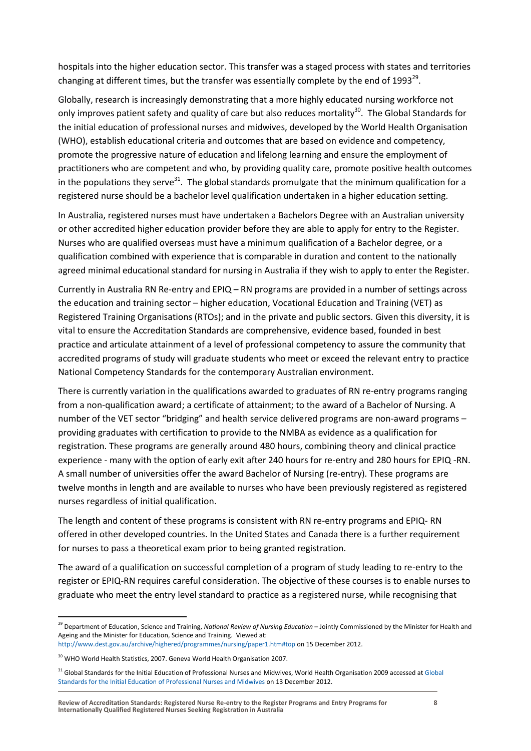hospitals into the higher education sector. This transfer was a staged process with states and territories changing at different times, but the transfer was essentially complete by the end of 1993[29].

Globally, research is increasingly demonstrating that a more highly educated nursing workforce not only improves patient safety and quality of care but also reduces mortality[30]. The Global Standards for the initial education of professional nurses and midwives, developed by the World Health Organisation (WHO), establish educational criteria and outcomes that are based on evidence and competency, promote the progressive nature of education and lifelong learning and ensure the employment of practitioners who are competent and who, by providing quality care, promote positive health outcomes in the populations they serve[31]. The global standards promulgate that the minimum qualification for a registered nurse should be a bachelor level qualification undertaken in a higher education setting.

In Australia, registered nurses must have undertaken a Bachelors Degree with an Australian university or other accredited higher education provider before they are able to apply for entry to the Register. Nurses who are qualified overseas must have a minimum qualification of a Bachelor degree, or a qualification combined with experience that is comparable in duration and content to the nationally agreed minimal educational standard for nursing in Australia if they wish to apply to enter the Register.

Currently in Australia RN Re-entry and EPIQ – RN programs are provided in a number of settings across the education and training sector – higher education, Vocational Education and Training (VET) as Registered Training Organisations (RTOs); and in the private and public sectors. Given this diversity, it is vital to ensure the Accreditation Standards are comprehensive, evidence based, founded in best practice and articulate attainment of a level of professional competency to assure the community that accredited programs of study will graduate students who meet or exceed the relevant entry to practice National Competency Standards for the contemporary Australian environment.

There is currently variation in the qualifications awarded to graduates of RN re-entry programs ranging from a non-qualification award; a certificate of attainment; to the award of a Bachelor of Nursing. A number of the VET sector "bridging" and health service delivered programs are non-award programs – providing graduates with certification to provide to the NMBA as evidence as a qualification for registration. These programs are generally around 480 hours, combining theory and clinical practice experience - many with the option of early exit after 240 hours for re-entry and 280 hours for EPIQ -RN. A small number of universities offer the award Bachelor of Nursing (re-entry). These programs are twelve months in length and are available to nurses who have been previously registered as registered nurses regardless of initial qualification.

The length and content of these programs is consistent with RN re-entry programs and EPIQ- RN offered in other developed countries. In the United States and Canada there is a further requirement for nurses to pass a theoretical exam prior to being granted registration.

The award of a qualification on successful completion of a program of study leading to re-entry to the register or EPIQ-RN requires careful consideration. The objective of these courses is to enable nurses to graduate who meet the entry level standard to practice as a registered nurse, while recognising that

---

[29] Department of Education, Science and Training, *National Review of Nursing Education* – Jointly Commissioned by the Minister for Health and Ageing and the Minister for Education, Science and Training. Viewed at: http://www.dest.gov.au/archive/highered/programmes/nursing/paper1.htm#top on 15 December 2012.

[30] WHO World Health Statistics, 2007. Geneva World Health Organisation 2007.

[31] Global Standards for the Initial Education of Professional Nurses and Midwives, World Health Organisation 2009 accessed at Global Standards for the Initial Education of Professional Nurses and Midwives on 13 December 2012.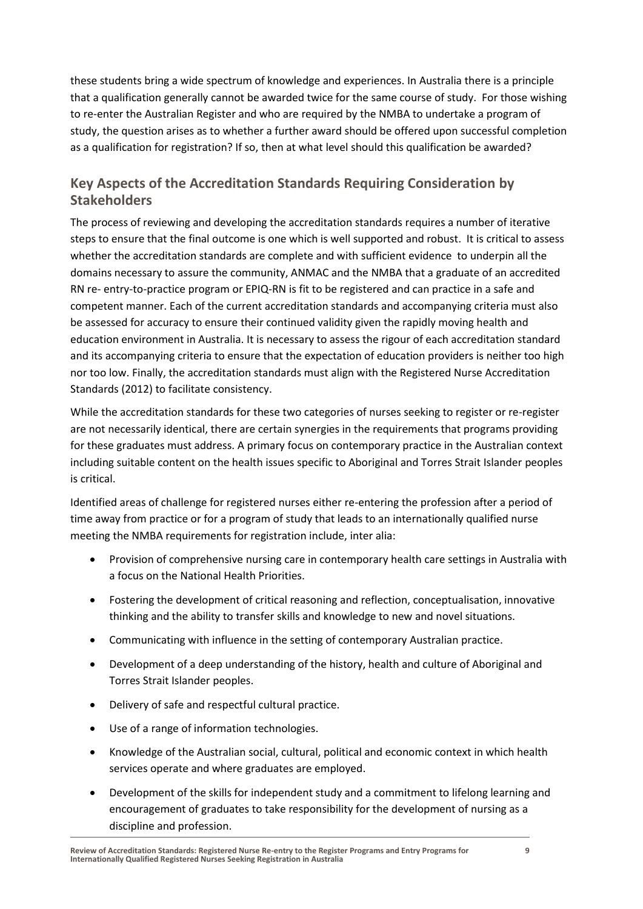these students bring a wide spectrum of knowledge and experiences. In Australia there is a principle that a qualification generally cannot be awarded twice for the same course of study. For those wishing to re-enter the Australian Register and who are required by the NMBA to undertake a program of study, the question arises as to whether a further award should be offered upon successful completion as a qualification for registration? If so, then at what level should this qualification be awarded?

## Key Aspects of the Accreditation Standards Requiring Consideration by Stakeholders

The process of reviewing and developing the accreditation standards requires a number of iterative steps to ensure that the final outcome is one which is well supported and robust. It is critical to assess whether the accreditation standards are complete and with sufficient evidence to underpin all the domains necessary to assure the community, ANMAC and the NMBA that a graduate of an accredited RN re- entry-to-practice program or EPIQ-RN is fit to be registered and can practice in a safe and competent manner. Each of the current accreditation standards and accompanying criteria must also be assessed for accuracy to ensure their continued validity given the rapidly moving health and education environment in Australia. It is necessary to assess the rigour of each accreditation standard and its accompanying criteria to ensure that the expectation of education providers is neither too high nor too low. Finally, the accreditation standards must align with the Registered Nurse Accreditation Standards (2012) to facilitate consistency.

While the accreditation standards for these two categories of nurses seeking to register or re-register are not necessarily identical, there are certain synergies in the requirements that programs providing for these graduates must address. A primary focus on contemporary practice in the Australian context including suitable content on the health issues specific to Aboriginal and Torres Strait Islander peoples is critical.

Identified areas of challenge for registered nurses either re-entering the profession after a period of time away from practice or for a program of study that leads to an internationally qualified nurse meeting the NMBA requirements for registration include, inter alia:

- Provision of comprehensive nursing care in contemporary health care settings in Australia with a focus on the National Health Priorities.
- Fostering the development of critical reasoning and reflection, conceptualisation, innovative thinking and the ability to transfer skills and knowledge to new and novel situations.
- Communicating with influence in the setting of contemporary Australian practice.
- Development of a deep understanding of the history, health and culture of Aboriginal and Torres Strait Islander peoples.
- Delivery of safe and respectful cultural practice.
- Use of a range of information technologies.
- Knowledge of the Australian social, cultural, political and economic context in which health services operate and where graduates are employed.
- Development of the skills for independent study and a commitment to lifelong learning and encouragement of graduates to take responsibility for the development of nursing as a discipline and profession.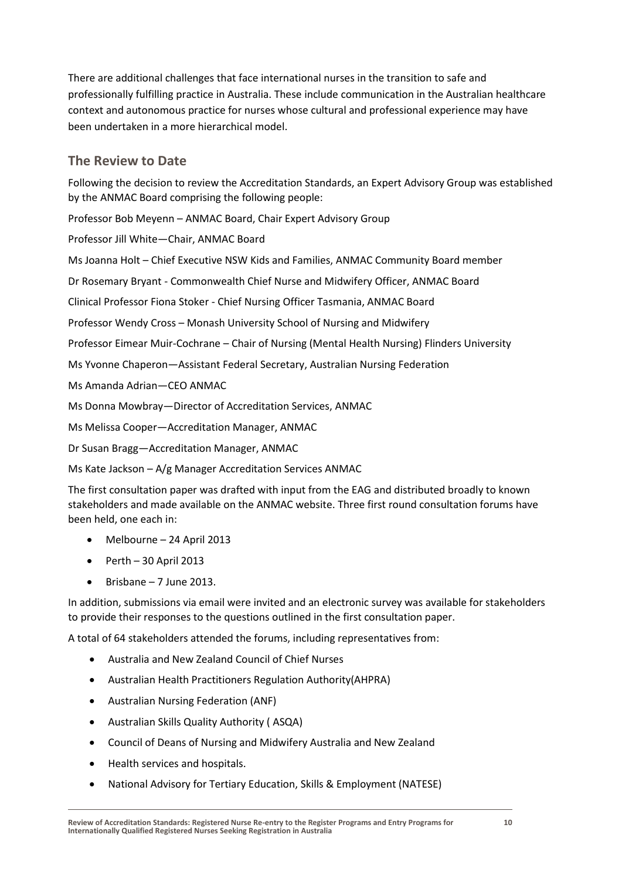There are additional challenges that face international nurses in the transition to safe and professionally fulfilling practice in Australia. These include communication in the Australian healthcare context and autonomous practice for nurses whose cultural and professional experience may have been undertaken in a more hierarchical model.

## The Review to Date

Following the decision to review the Accreditation Standards, an Expert Advisory Group was established by the ANMAC Board comprising the following people:

Professor Bob Meyenn – ANMAC Board, Chair Expert Advisory Group

Professor Jill White—Chair, ANMAC Board

Ms Joanna Holt – Chief Executive NSW Kids and Families, ANMAC Community Board member

Dr Rosemary Bryant - Commonwealth Chief Nurse and Midwifery Officer, ANMAC Board

Clinical Professor Fiona Stoker - Chief Nursing Officer Tasmania, ANMAC Board

Professor Wendy Cross – Monash University School of Nursing and Midwifery

Professor Eimear Muir-Cochrane – Chair of Nursing (Mental Health Nursing) Flinders University

Ms Yvonne Chaperon—Assistant Federal Secretary, Australian Nursing Federation

Ms Amanda Adrian—CEO ANMAC

Ms Donna Mowbray—Director of Accreditation Services, ANMAC

Ms Melissa Cooper—Accreditation Manager, ANMAC

Dr Susan Bragg—Accreditation Manager, ANMAC

Ms Kate Jackson – A/g Manager Accreditation Services ANMAC

The first consultation paper was drafted with input from the EAG and distributed broadly to known stakeholders and made available on the ANMAC website. Three first round consultation forums have been held, one each in:

- Melbourne – 24 April 2013
- Perth – 30 April 2013
- Brisbane – 7 June 2013.

In addition, submissions via email were invited and an electronic survey was available for stakeholders to provide their responses to the questions outlined in the first consultation paper.

A total of 64 stakeholders attended the forums, including representatives from:

- Australia and New Zealand Council of Chief Nurses
- Australian Health Practitioners Regulation Authority(AHPRA)
- Australian Nursing Federation (ANF)
- Australian Skills Quality Authority ( ASQA)
- Council of Deans of Nursing and Midwifery Australia and New Zealand
- Health services and hospitals.
- National Advisory for Tertiary Education, Skills & Employment (NATESE)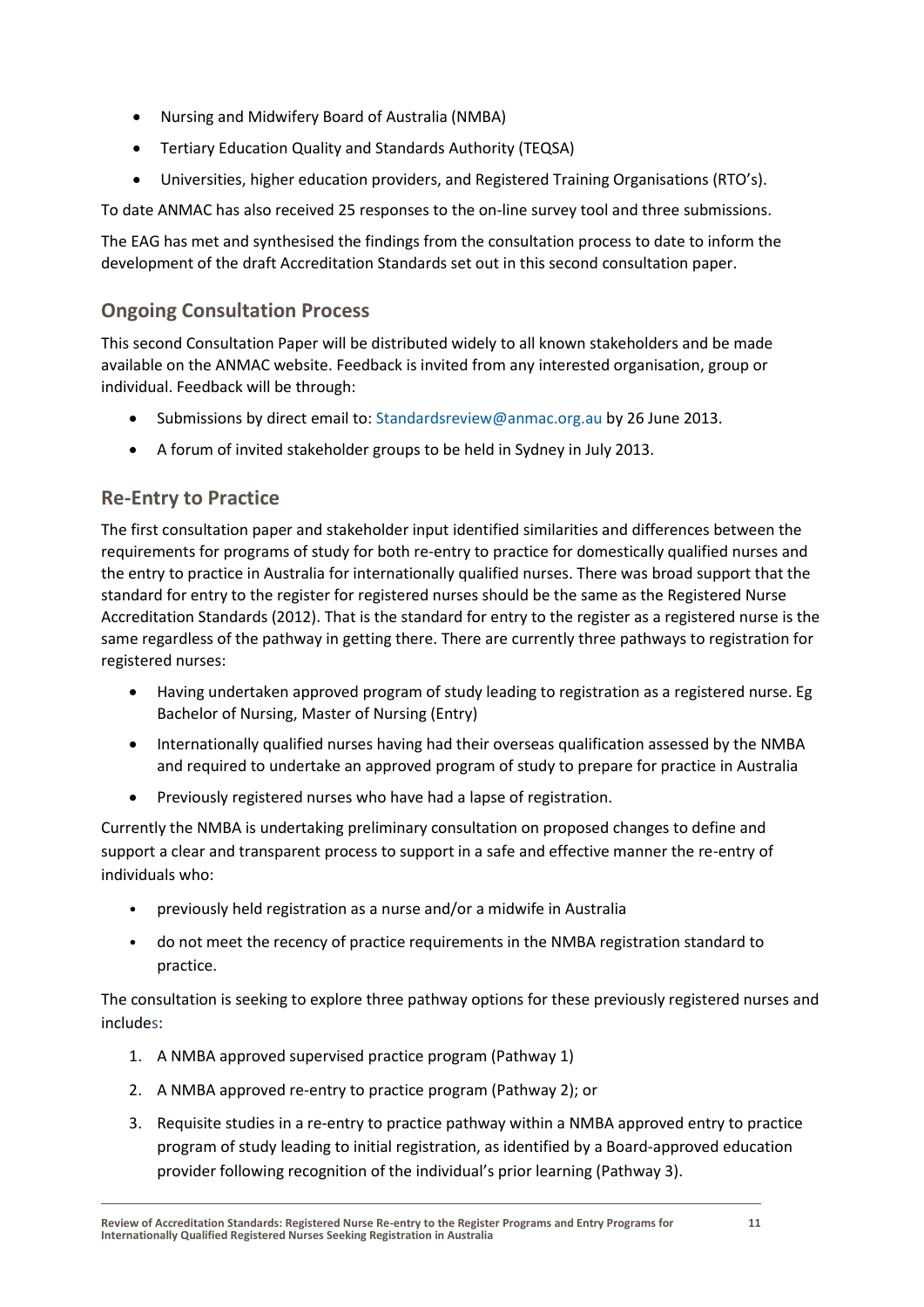- Nursing and Midwifery Board of Australia (NMBA)
- Tertiary Education Quality and Standards Authority (TEQSA)
- Universities, higher education providers, and Registered Training Organisations (RTO's).

To date ANMAC has also received 25 responses to the on-line survey tool and three submissions.

The EAG has met and synthesised the findings from the consultation process to date to inform the development of the draft Accreditation Standards set out in this second consultation paper.

## Ongoing Consultation Process

This second Consultation Paper will be distributed widely to all known stakeholders and be made available on the ANMAC website. Feedback is invited from any interested organisation, group or individual. Feedback will be through:

- Submissions by direct email to: Standardsreview@anmac.org.au by 26 June 2013.
- A forum of invited stakeholder groups to be held in Sydney in July 2013.

## Re-Entry to Practice

The first consultation paper and stakeholder input identified similarities and differences between the requirements for programs of study for both re-entry to practice for domestically qualified nurses and the entry to practice in Australia for internationally qualified nurses. There was broad support that the standard for entry to the register for registered nurses should be the same as the Registered Nurse Accreditation Standards (2012). That is the standard for entry to the register as a registered nurse is the same regardless of the pathway in getting there. There are currently three pathways to registration for registered nurses:

- Having undertaken approved program of study leading to registration as a registered nurse. Eg Bachelor of Nursing, Master of Nursing (Entry)
- Internationally qualified nurses having had their overseas qualification assessed by the NMBA and required to undertake an approved program of study to prepare for practice in Australia
- Previously registered nurses who have had a lapse of registration.

Currently the NMBA is undertaking preliminary consultation on proposed changes to define and support a clear and transparent process to support in a safe and effective manner the re-entry of individuals who:

- previously held registration as a nurse and/or a midwife in Australia
- do not meet the recency of practice requirements in the NMBA registration standard to practice.

The consultation is seeking to explore three pathway options for these previously registered nurses and includes:

1. A NMBA approved supervised practice program (Pathway 1)
2. A NMBA approved re-entry to practice program (Pathway 2); or
3. Requisite studies in a re-entry to practice pathway within a NMBA approved entry to practice program of study leading to initial registration, as identified by a Board-approved education provider following recognition of the individual's prior learning (Pathway 3).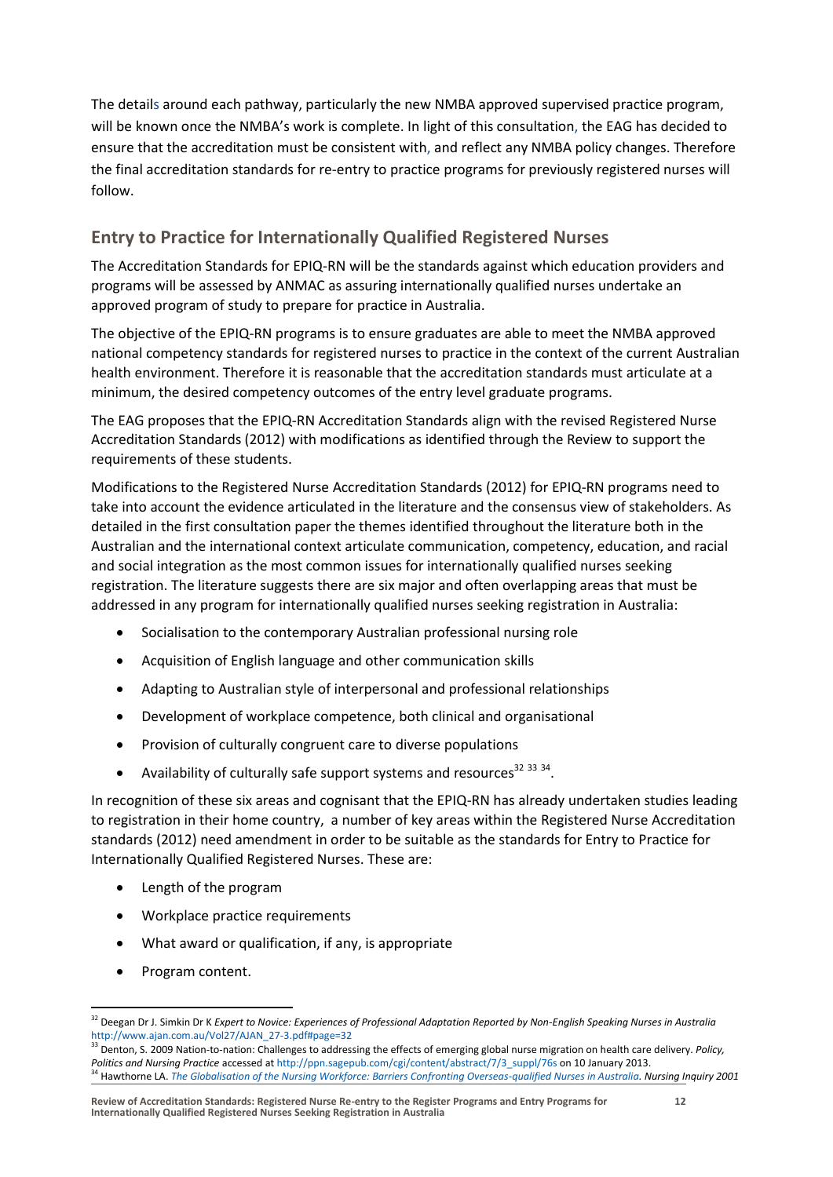The details around each pathway, particularly the new NMBA approved supervised practice program, will be known once the NMBA's work is complete. In light of this consultation, the EAG has decided to ensure that the accreditation must be consistent with, and reflect any NMBA policy changes. Therefore the final accreditation standards for re-entry to practice programs for previously registered nurses will follow.

## Entry to Practice for Internationally Qualified Registered Nurses

The Accreditation Standards for EPIQ-RN will be the standards against which education providers and programs will be assessed by ANMAC as assuring internationally qualified nurses undertake an approved program of study to prepare for practice in Australia.

The objective of the EPIQ-RN programs is to ensure graduates are able to meet the NMBA approved national competency standards for registered nurses to practice in the context of the current Australian health environment. Therefore it is reasonable that the accreditation standards must articulate at a minimum, the desired competency outcomes of the entry level graduate programs.

The EAG proposes that the EPIQ-RN Accreditation Standards align with the revised Registered Nurse Accreditation Standards (2012) with modifications as identified through the Review to support the requirements of these students.

Modifications to the Registered Nurse Accreditation Standards (2012) for EPIQ-RN programs need to take into account the evidence articulated in the literature and the consensus view of stakeholders. As detailed in the first consultation paper the themes identified throughout the literature both in the Australian and the international context articulate communication, competency, education, and racial and social integration as the most common issues for internationally qualified nurses seeking registration. The literature suggests there are six major and often overlapping areas that must be addressed in any program for internationally qualified nurses seeking registration in Australia:

- Socialisation to the contemporary Australian professional nursing role
- Acquisition of English language and other communication skills
- Adapting to Australian style of interpersonal and professional relationships
- Development of workplace competence, both clinical and organisational
- Provision of culturally congruent care to diverse populations
- Availability of culturally safe support systems and resources[32 33 34].

In recognition of these six areas and cognisant that the EPIQ-RN has already undertaken studies leading to registration in their home country, a number of key areas within the Registered Nurse Accreditation standards (2012) need amendment in order to be suitable as the standards for Entry to Practice for Internationally Qualified Registered Nurses. These are:

- Length of the program
- Workplace practice requirements
- What award or qualification, if any, is appropriate
- Program content.

---

[32] Deegan Dr J. Simkin Dr K *Expert to Novice: Experiences of Professional Adaptation Reported by Non-English Speaking Nurses in Australia* http://www.ajan.com.au/Vol27/AJAN_27-3.pdf#page=32

[33] Denton, S. 2009 Nation-to-nation: Challenges to addressing the effects of emerging global nurse migration on health care delivery. *Policy, Politics and Nursing Practice* accessed at http://ppn.sagepub.com/cgi/content/abstract/7/3_suppl/76s on 10 January 2013.

[34] Hawthorne LA. *The Globalisation of the Nursing Workforce: Barriers Confronting Overseas-qualified Nurses in Australia. Nursing Inquiry 2001*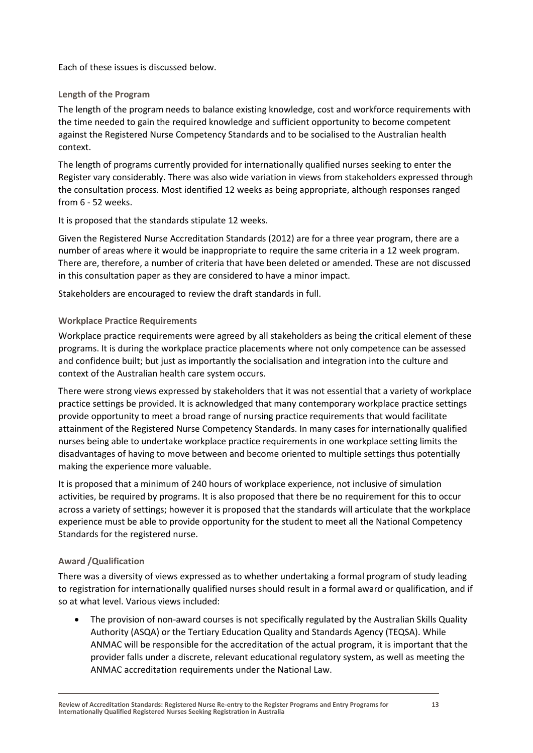Each of these issues is discussed below.

### Length of the Program

The length of the program needs to balance existing knowledge, cost and workforce requirements with the time needed to gain the required knowledge and sufficient opportunity to become competent against the Registered Nurse Competency Standards and to be socialised to the Australian health context.

The length of programs currently provided for internationally qualified nurses seeking to enter the Register vary considerably. There was also wide variation in views from stakeholders expressed through the consultation process. Most identified 12 weeks as being appropriate, although responses ranged from 6 - 52 weeks.

It is proposed that the standards stipulate 12 weeks.

Given the Registered Nurse Accreditation Standards (2012) are for a three year program, there are a number of areas where it would be inappropriate to require the same criteria in a 12 week program. There are, therefore, a number of criteria that have been deleted or amended. These are not discussed in this consultation paper as they are considered to have a minor impact.

Stakeholders are encouraged to review the draft standards in full.

### Workplace Practice Requirements

Workplace practice requirements were agreed by all stakeholders as being the critical element of these programs. It is during the workplace practice placements where not only competence can be assessed and confidence built; but just as importantly the socialisation and integration into the culture and context of the Australian health care system occurs.

There were strong views expressed by stakeholders that it was not essential that a variety of workplace practice settings be provided. It is acknowledged that many contemporary workplace practice settings provide opportunity to meet a broad range of nursing practice requirements that would facilitate attainment of the Registered Nurse Competency Standards. In many cases for internationally qualified nurses being able to undertake workplace practice requirements in one workplace setting limits the disadvantages of having to move between and become oriented to multiple settings thus potentially making the experience more valuable.

It is proposed that a minimum of 240 hours of workplace experience, not inclusive of simulation activities, be required by programs. It is also proposed that there be no requirement for this to occur across a variety of settings; however it is proposed that the standards will articulate that the workplace experience must be able to provide opportunity for the student to meet all the National Competency Standards for the registered nurse.

### Award /Qualification

There was a diversity of views expressed as to whether undertaking a formal program of study leading to registration for internationally qualified nurses should result in a formal award or qualification, and if so at what level. Various views included:

- The provision of non-award courses is not specifically regulated by the Australian Skills Quality Authority (ASQA) or the Tertiary Education Quality and Standards Agency (TEQSA). While ANMAC will be responsible for the accreditation of the actual program, it is important that the provider falls under a discrete, relevant educational regulatory system, as well as meeting the ANMAC accreditation requirements under the National Law.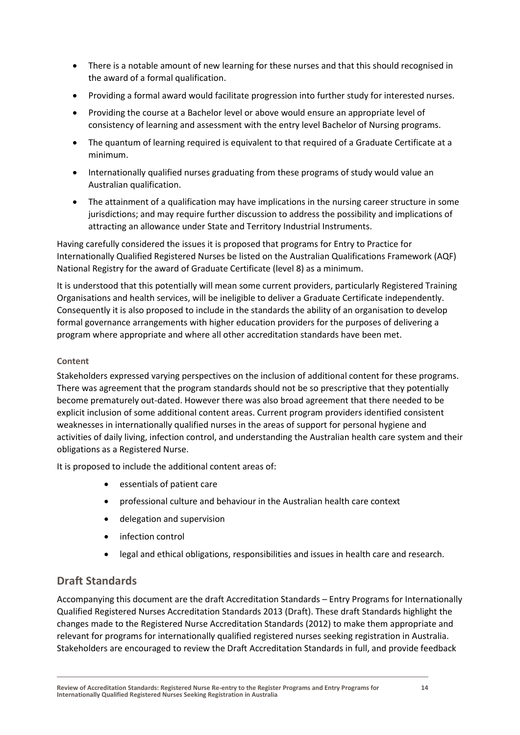- There is a notable amount of new learning for these nurses and that this should recognised in the award of a formal qualification.
- Providing a formal award would facilitate progression into further study for interested nurses.
- Providing the course at a Bachelor level or above would ensure an appropriate level of consistency of learning and assessment with the entry level Bachelor of Nursing programs.
- The quantum of learning required is equivalent to that required of a Graduate Certificate at a minimum.
- Internationally qualified nurses graduating from these programs of study would value an Australian qualification.
- The attainment of a qualification may have implications in the nursing career structure in some jurisdictions; and may require further discussion to address the possibility and implications of attracting an allowance under State and Territory Industrial Instruments.

Having carefully considered the issues it is proposed that programs for Entry to Practice for Internationally Qualified Registered Nurses be listed on the Australian Qualifications Framework (AQF) National Registry for the award of Graduate Certificate (level 8) as a minimum.

It is understood that this potentially will mean some current providers, particularly Registered Training Organisations and health services, will be ineligible to deliver a Graduate Certificate independently. Consequently it is also proposed to include in the standards the ability of an organisation to develop formal governance arrangements with higher education providers for the purposes of delivering a program where appropriate and where all other accreditation standards have been met.

#### Content

Stakeholders expressed varying perspectives on the inclusion of additional content for these programs. There was agreement that the program standards should not be so prescriptive that they potentially become prematurely out-dated. However there was also broad agreement that there needed to be explicit inclusion of some additional content areas. Current program providers identified consistent weaknesses in internationally qualified nurses in the areas of support for personal hygiene and activities of daily living, infection control, and understanding the Australian health care system and their obligations as a Registered Nurse.

It is proposed to include the additional content areas of:

- essentials of patient care
- professional culture and behaviour in the Australian health care context
- delegation and supervision
- infection control
- legal and ethical obligations, responsibilities and issues in health care and research.

## Draft Standards

Accompanying this document are the draft Accreditation Standards – Entry Programs for Internationally Qualified Registered Nurses Accreditation Standards 2013 (Draft). These draft Standards highlight the changes made to the Registered Nurse Accreditation Standards (2012) to make them appropriate and relevant for programs for internationally qualified registered nurses seeking registration in Australia. Stakeholders are encouraged to review the Draft Accreditation Standards in full, and provide feedback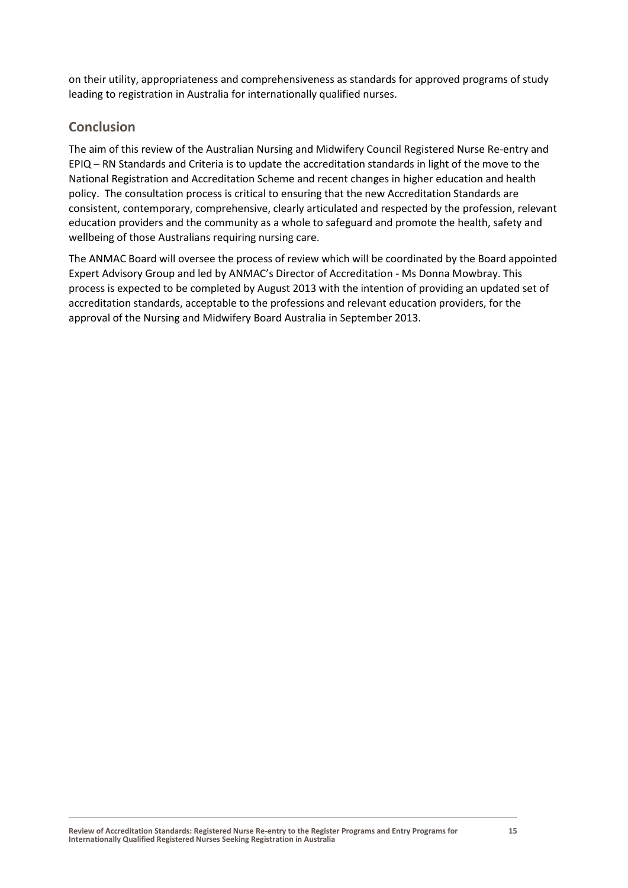on their utility, appropriateness and comprehensiveness as standards for approved programs of study leading to registration in Australia for internationally qualified nurses.

## Conclusion

The aim of this review of the Australian Nursing and Midwifery Council Registered Nurse Re-entry and EPIQ – RN Standards and Criteria is to update the accreditation standards in light of the move to the National Registration and Accreditation Scheme and recent changes in higher education and health policy. The consultation process is critical to ensuring that the new Accreditation Standards are consistent, contemporary, comprehensive, clearly articulated and respected by the profession, relevant education providers and the community as a whole to safeguard and promote the health, safety and wellbeing of those Australians requiring nursing care.

The ANMAC Board will oversee the process of review which will be coordinated by the Board appointed Expert Advisory Group and led by ANMAC's Director of Accreditation - Ms Donna Mowbray. This process is expected to be completed by August 2013 with the intention of providing an updated set of accreditation standards, acceptable to the professions and relevant education providers, for the approval of the Nursing and Midwifery Board Australia in September 2013.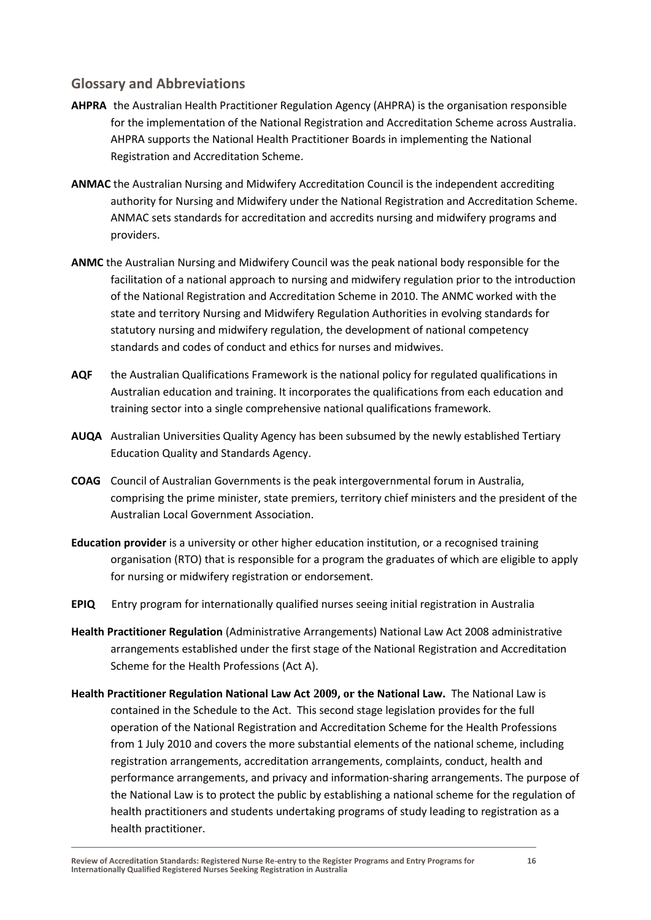## Glossary and Abbreviations

**AHPRA** the Australian Health Practitioner Regulation Agency (AHPRA) is the organisation responsible for the implementation of the National Registration and Accreditation Scheme across Australia. AHPRA supports the National Health Practitioner Boards in implementing the National Registration and Accreditation Scheme.

**ANMAC** the Australian Nursing and Midwifery Accreditation Council is the independent accrediting authority for Nursing and Midwifery under the National Registration and Accreditation Scheme. ANMAC sets standards for accreditation and accredits nursing and midwifery programs and providers.

**ANMC** the Australian Nursing and Midwifery Council was the peak national body responsible for the facilitation of a national approach to nursing and midwifery regulation prior to the introduction of the National Registration and Accreditation Scheme in 2010. The ANMC worked with the state and territory Nursing and Midwifery Regulation Authorities in evolving standards for statutory nursing and midwifery regulation, the development of national competency standards and codes of conduct and ethics for nurses and midwives.

**AQF** the Australian Qualifications Framework is the national policy for regulated qualifications in Australian education and training. It incorporates the qualifications from each education and training sector into a single comprehensive national qualifications framework.

**AUQA** Australian Universities Quality Agency has been subsumed by the newly established Tertiary Education Quality and Standards Agency.

**COAG** Council of Australian Governments is the peak intergovernmental forum in Australia, comprising the prime minister, state premiers, territory chief ministers and the president of the Australian Local Government Association.

**Education provider** is a university or other higher education institution, or a recognised training organisation (RTO) that is responsible for a program the graduates of which are eligible to apply for nursing or midwifery registration or endorsement.

**EPIQ** Entry program for internationally qualified nurses seeing initial registration in Australia

**Health Practitioner Regulation** (Administrative Arrangements) National Law Act 2008 administrative arrangements established under the first stage of the National Registration and Accreditation Scheme for the Health Professions (Act A).

**Health Practitioner Regulation National Law Act 2009, or the National Law.** The National Law is contained in the Schedule to the Act. This second stage legislation provides for the full operation of the National Registration and Accreditation Scheme for the Health Professions from 1 July 2010 and covers the more substantial elements of the national scheme, including registration arrangements, accreditation arrangements, complaints, conduct, health and performance arrangements, and privacy and information-sharing arrangements. The purpose of the National Law is to protect the public by establishing a national scheme for the regulation of health practitioners and students undertaking programs of study leading to registration as a health practitioner.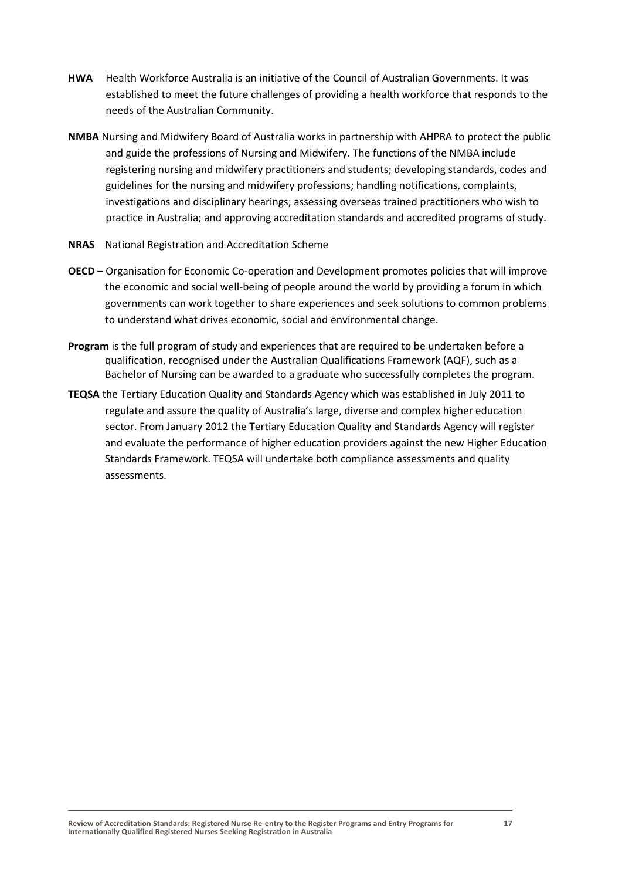**HWA** Health Workforce Australia is an initiative of the Council of Australian Governments. It was established to meet the future challenges of providing a health workforce that responds to the needs of the Australian Community.

**NMBA** Nursing and Midwifery Board of Australia works in partnership with AHPRA to protect the public and guide the professions of Nursing and Midwifery. The functions of the NMBA include registering nursing and midwifery practitioners and students; developing standards, codes and guidelines for the nursing and midwifery professions; handling notifications, complaints, investigations and disciplinary hearings; assessing overseas trained practitioners who wish to practice in Australia; and approving accreditation standards and accredited programs of study.

**NRAS** National Registration and Accreditation Scheme

**OECD** – Organisation for Economic Co-operation and Development promotes policies that will improve the economic and social well-being of people around the world by providing a forum in which governments can work together to share experiences and seek solutions to common problems to understand what drives economic, social and environmental change.

**Program** is the full program of study and experiences that are required to be undertaken before a qualification, recognised under the Australian Qualifications Framework (AQF), such as a Bachelor of Nursing can be awarded to a graduate who successfully completes the program.

**TEQSA** the Tertiary Education Quality and Standards Agency which was established in July 2011 to regulate and assure the quality of Australia's large, diverse and complex higher education sector. From January 2012 the Tertiary Education Quality and Standards Agency will register and evaluate the performance of higher education providers against the new Higher Education Standards Framework. TEQSA will undertake both compliance assessments and quality assessments.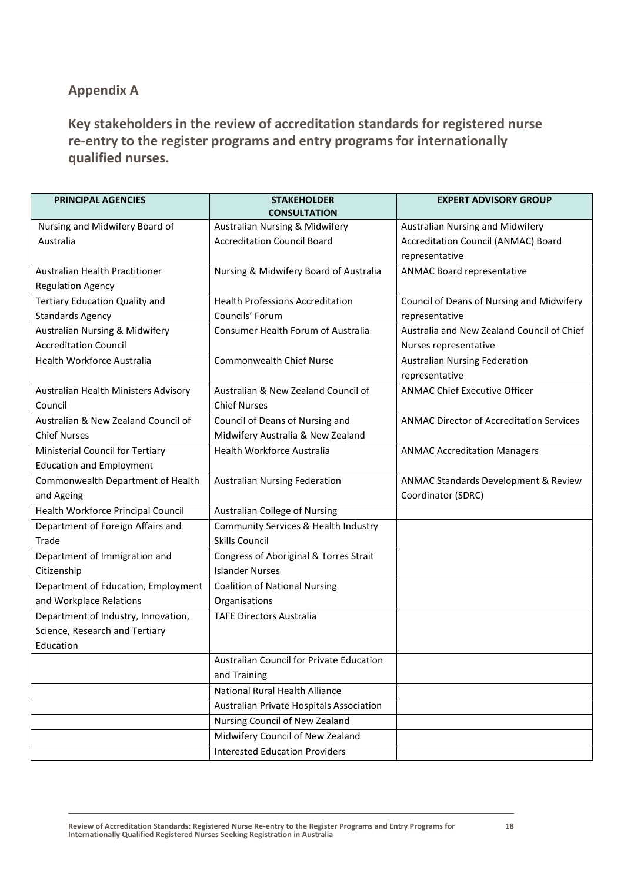## Appendix A

## Key stakeholders in the review of accreditation standards for registered nurse re-entry to the register programs and entry programs for internationally qualified nurses.

| PRINCIPAL AGENCIES | STAKEHOLDER CONSULTATION | EXPERT ADVISORY GROUP |
|---|---|---|
| Nursing and Midwifery Board of Australia | Australian Nursing & Midwifery Accreditation Council Board | Australian Nursing and Midwifery Accreditation Council (ANMAC) Board representative |
| Australian Health Practitioner Regulation Agency | Nursing & Midwifery Board of Australia | ANMAC Board representative |
| Tertiary Education Quality and Standards Agency | Health Professions Accreditation Councils' Forum | Council of Deans of Nursing and Midwifery representative |
| Australian Nursing & Midwifery Accreditation Council | Consumer Health Forum of Australia | Australia and New Zealand Council of Chief Nurses representative |
| Health Workforce Australia | Commonwealth Chief Nurse | Australian Nursing Federation representative |
| Australian Health Ministers Advisory Council | Australian & New Zealand Council of Chief Nurses | ANMAC Chief Executive Officer |
| Australian & New Zealand Council of Chief Nurses | Council of Deans of Nursing and Midwifery Australia & New Zealand | ANMAC Director of Accreditation Services |
| Ministerial Council for Tertiary Education and Employment | Health Workforce Australia | ANMAC Accreditation Managers |
| Commonwealth Department of Health and Ageing | Australian Nursing Federation | ANMAC Standards Development & Review Coordinator (SDRC) |
| Health Workforce Principal Council | Australian College of Nursing | |
| Department of Foreign Affairs and Trade | Community Services & Health Industry Skills Council | |
| Department of Immigration and Citizenship | Congress of Aboriginal & Torres Strait Islander Nurses | |
| Department of Education, Employment and Workplace Relations | Coalition of National Nursing Organisations | |
| Department of Industry, Innovation, Science, Research and Tertiary Education | TAFE Directors Australia | |
| | Australian Council for Private Education and Training | |
| | National Rural Health Alliance | |
| | Australian Private Hospitals Association | |
| | Nursing Council of New Zealand | |
| | Midwifery Council of New Zealand | |
| | Interested Education Providers | |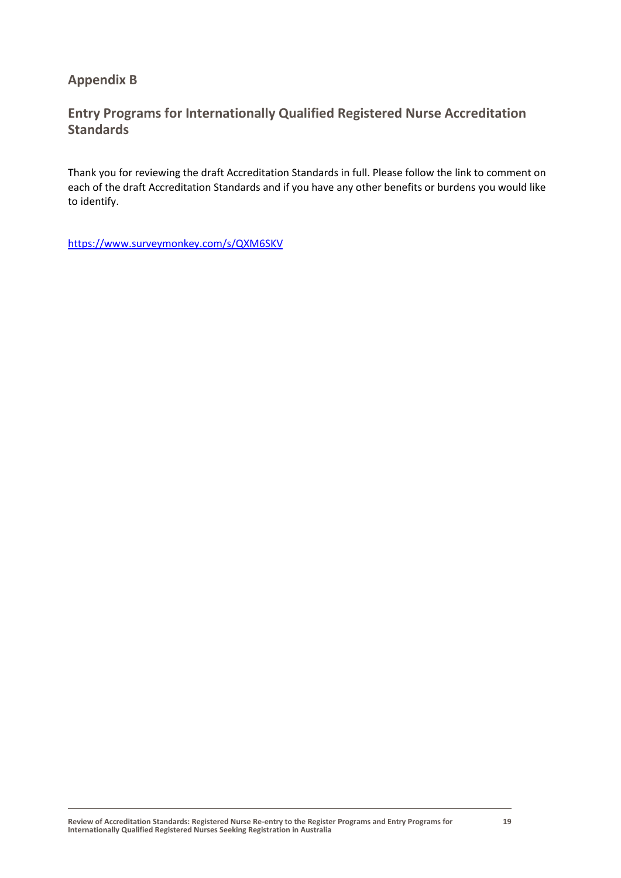## Appendix B

## Entry Programs for Internationally Qualified Registered Nurse Accreditation Standards

Thank you for reviewing the draft Accreditation Standards in full. Please follow the link to comment on each of the draft Accreditation Standards and if you have any other benefits or burdens you would like to identify.

https://www.surveymonkey.com/s/QXM6SKV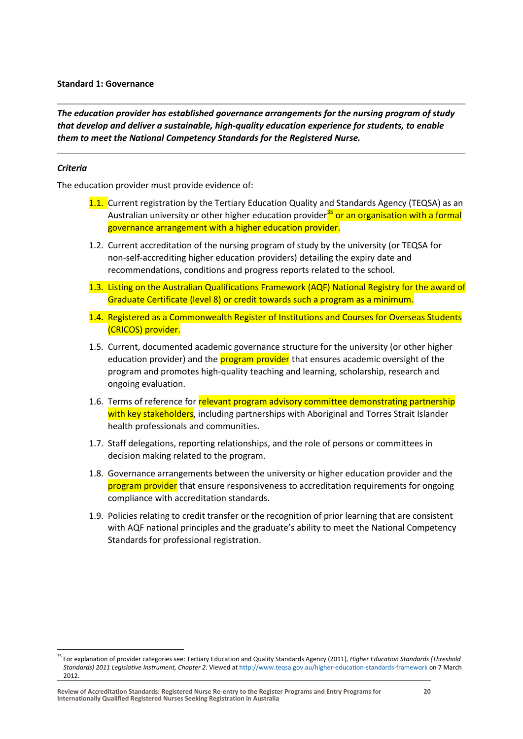**Standard 1: Governance**

***The education provider has established governance arrangements for the nursing program of study that develop and deliver a sustainable, high-quality education experience for students, to enable them to meet the National Competency Standards for the Registered Nurse.***

***Criteria***

The education provider must provide evidence of:

1.1. Current registration by the Tertiary Education Quality and Standards Agency (TEQSA) as an Australian university or other higher education provider[35] or an organisation with a formal governance arrangement with a higher education provider.

1.2. Current accreditation of the nursing program of study by the university (or TEQSA for non-self-accrediting higher education providers) detailing the expiry date and recommendations, conditions and progress reports related to the school.

1.3. Listing on the Australian Qualifications Framework (AQF) National Registry for the award of Graduate Certificate (level 8) or credit towards such a program as a minimum.

1.4. Registered as a Commonwealth Register of Institutions and Courses for Overseas Students (CRICOS) provider.

1.5. Current, documented academic governance structure for the university (or other higher education provider) and the program provider that ensures academic oversight of the program and promotes high-quality teaching and learning, scholarship, research and ongoing evaluation.

1.6. Terms of reference for relevant program advisory committee demonstrating partnership with key stakeholders, including partnerships with Aboriginal and Torres Strait Islander health professionals and communities.

1.7. Staff delegations, reporting relationships, and the role of persons or committees in decision making related to the program.

1.8. Governance arrangements between the university or higher education provider and the program provider that ensure responsiveness to accreditation requirements for ongoing compliance with accreditation standards.

1.9. Policies relating to credit transfer or the recognition of prior learning that are consistent with AQF national principles and the graduate's ability to meet the National Competency Standards for professional registration.

---

[35] For explanation of provider categories see: Tertiary Education and Quality Standards Agency (2011), *Higher Education Standards (Threshold Standards) 2011 Legislative Instrument, Chapter 2*. Viewed at http://www.teqsa.gov.au/higher-education-standards-framework on 7 March 2012.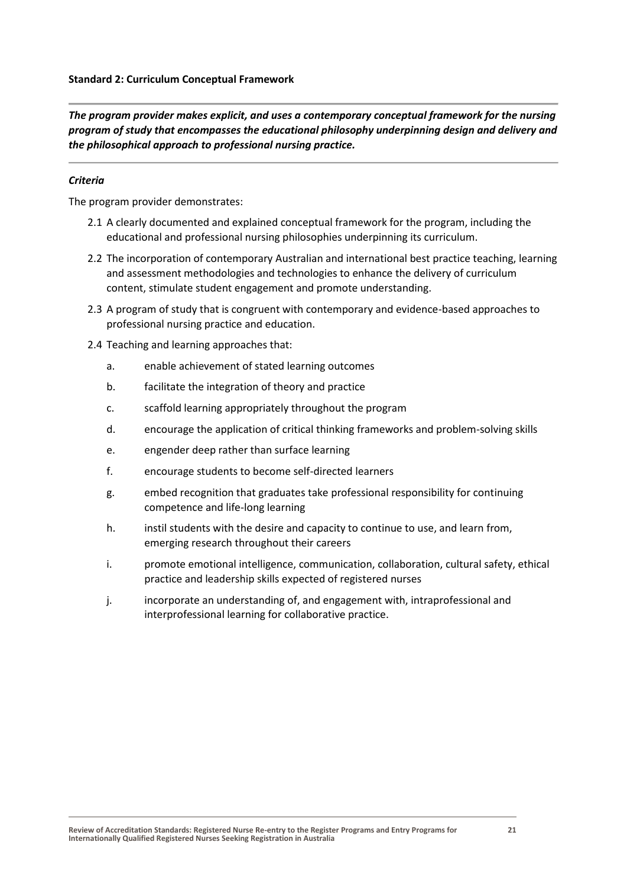**Standard 2: Curriculum Conceptual Framework**

***The program provider makes explicit, and uses a contemporary conceptual framework for the nursing program of study that encompasses the educational philosophy underpinning design and delivery and the philosophical approach to professional nursing practice.***

***Criteria***

The program provider demonstrates:

2.1 A clearly documented and explained conceptual framework for the program, including the educational and professional nursing philosophies underpinning its curriculum.

2.2 The incorporation of contemporary Australian and international best practice teaching, learning and assessment methodologies and technologies to enhance the delivery of curriculum content, stimulate student engagement and promote understanding.

2.3 A program of study that is congruent with contemporary and evidence-based approaches to professional nursing practice and education.

2.4 Teaching and learning approaches that:

a. enable achievement of stated learning outcomes

b. facilitate the integration of theory and practice

c. scaffold learning appropriately throughout the program

d. encourage the application of critical thinking frameworks and problem-solving skills

e. engender deep rather than surface learning

f. encourage students to become self-directed learners

g. embed recognition that graduates take professional responsibility for continuing competence and life-long learning

h. instil students with the desire and capacity to continue to use, and learn from, emerging research throughout their careers

i. promote emotional intelligence, communication, collaboration, cultural safety, ethical practice and leadership skills expected of registered nurses

j. incorporate an understanding of, and engagement with, intraprofessional and interprofessional learning for collaborative practice.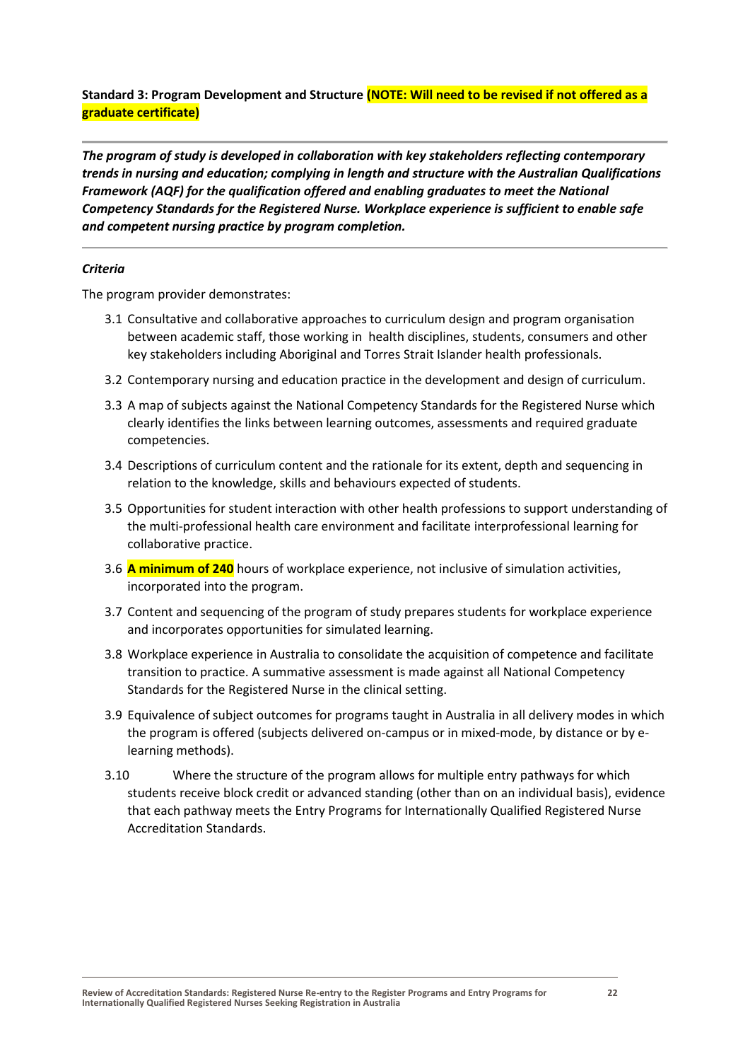**Standard 3: Program Development and Structure (NOTE: Will need to be revised if not offered as a graduate certificate)**

---

***The program of study is developed in collaboration with key stakeholders reflecting contemporary trends in nursing and education; complying in length and structure with the Australian Qualifications Framework (AQF) for the qualification offered and enabling graduates to meet the National Competency Standards for the Registered Nurse. Workplace experience is sufficient to enable safe and competent nursing practice by program completion.***

---

***Criteria***

The program provider demonstrates:

3.1 Consultative and collaborative approaches to curriculum design and program organisation between academic staff, those working in health disciplines, students, consumers and other key stakeholders including Aboriginal and Torres Strait Islander health professionals.

3.2 Contemporary nursing and education practice in the development and design of curriculum.

3.3 A map of subjects against the National Competency Standards for the Registered Nurse which clearly identifies the links between learning outcomes, assessments and required graduate competencies.

3.4 Descriptions of curriculum content and the rationale for its extent, depth and sequencing in relation to the knowledge, skills and behaviours expected of students.

3.5 Opportunities for student interaction with other health professions to support understanding of the multi-professional health care environment and facilitate interprofessional learning for collaborative practice.

3.6 **A minimum of 240** hours of workplace experience, not inclusive of simulation activities, incorporated into the program.

3.7 Content and sequencing of the program of study prepares students for workplace experience and incorporates opportunities for simulated learning.

3.8 Workplace experience in Australia to consolidate the acquisition of competence and facilitate transition to practice. A summative assessment is made against all National Competency Standards for the Registered Nurse in the clinical setting.

3.9 Equivalence of subject outcomes for programs taught in Australia in all delivery modes in which the program is offered (subjects delivered on-campus or in mixed-mode, by distance or by e-learning methods).

3.10 Where the structure of the program allows for multiple entry pathways for which students receive block credit or advanced standing (other than on an individual basis), evidence that each pathway meets the Entry Programs for Internationally Qualified Registered Nurse Accreditation Standards.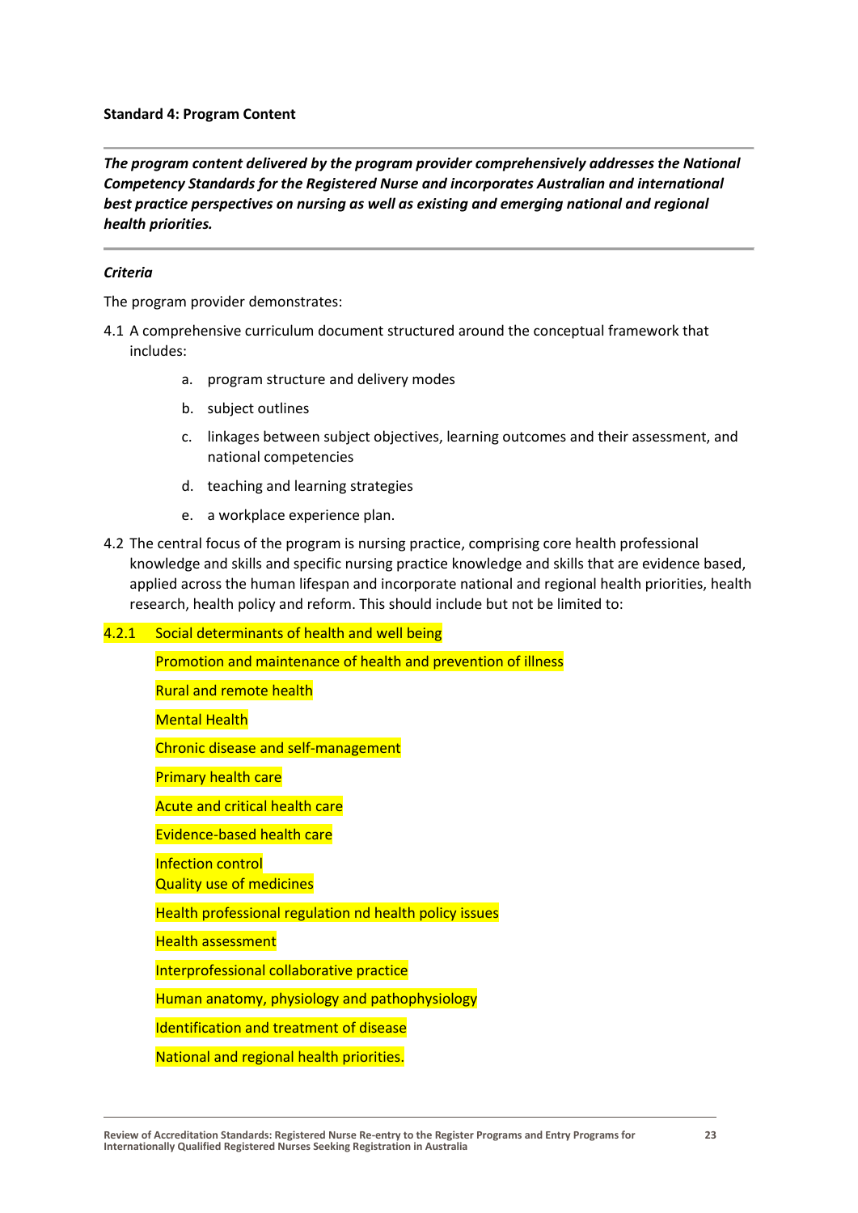**Standard 4: Program Content**

***The program content delivered by the program provider comprehensively addresses the National Competency Standards for the Registered Nurse and incorporates Australian and international best practice perspectives on nursing as well as existing and emerging national and regional health priorities.***

***Criteria***

The program provider demonstrates:

4.1 A comprehensive curriculum document structured around the conceptual framework that includes:

   a. program structure and delivery modes
   b. subject outlines
   c. linkages between subject objectives, learning outcomes and their assessment, and national competencies
   d. teaching and learning strategies
   e. a workplace experience plan.

4.2 The central focus of the program is nursing practice, comprising core health professional knowledge and skills and specific nursing practice knowledge and skills that are evidence based, applied across the human lifespan and incorporate national and regional health priorities, health research, health policy and reform. This should include but not be limited to:

4.2.1 Social determinants of health and well being

- Promotion and maintenance of health and prevention of illness
- Rural and remote health
- Mental Health
- Chronic disease and self-management
- Primary health care
- Acute and critical health care
- Evidence-based health care
- Infection control
- Quality use of medicines
- Health professional regulation nd health policy issues
- Health assessment
- Interprofessional collaborative practice
- Human anatomy, physiology and pathophysiology
- Identification and treatment of disease
- National and regional health priorities.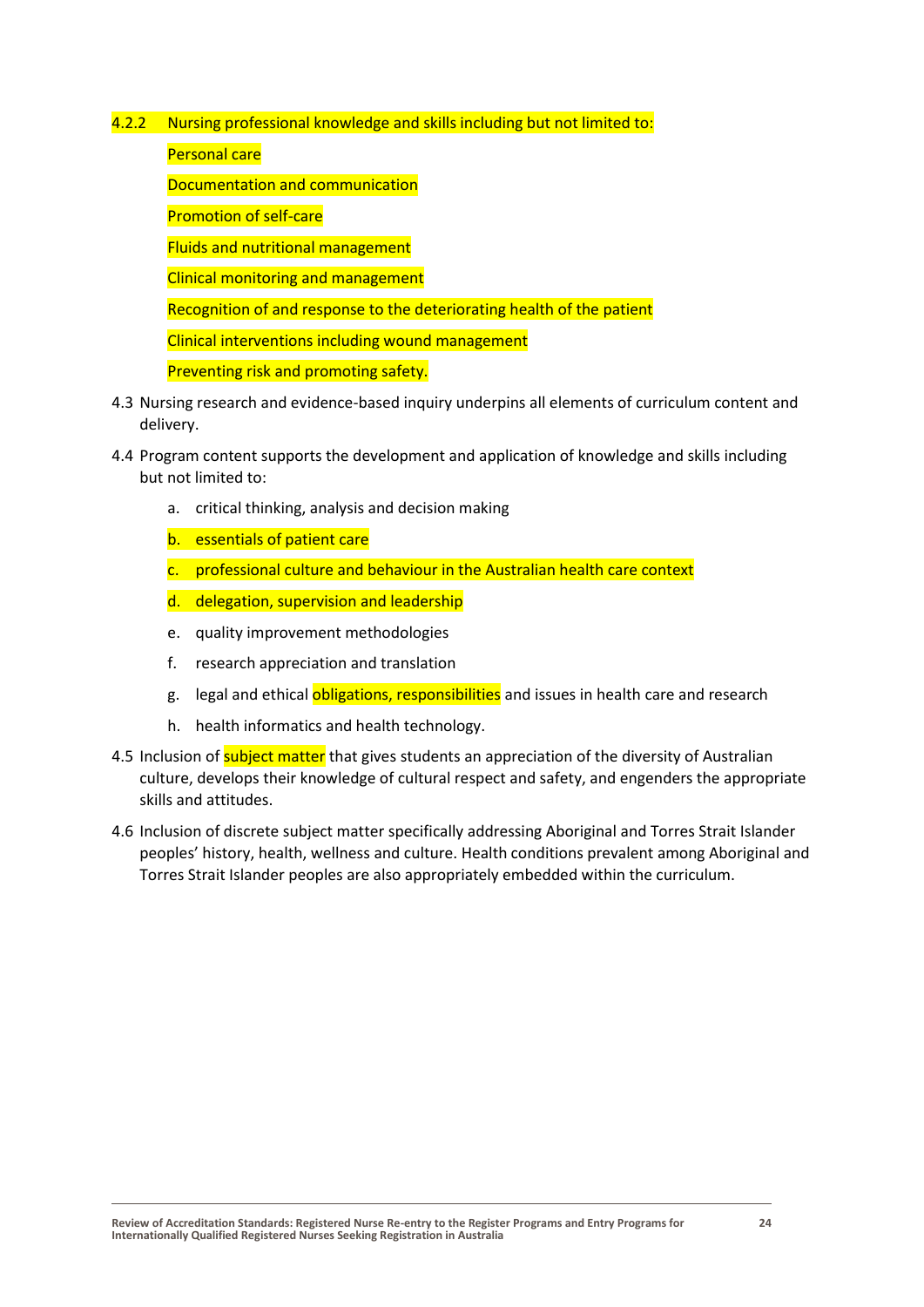4.2.2 Nursing professional knowledge and skills including but not limited to:

Personal care

Documentation and communication

Promotion of self-care

Fluids and nutritional management

Clinical monitoring and management

Recognition of and response to the deteriorating health of the patient

Clinical interventions including wound management

Preventing risk and promoting safety.

4.3 Nursing research and evidence-based inquiry underpins all elements of curriculum content and delivery.

4.4 Program content supports the development and application of knowledge and skills including but not limited to:

a. critical thinking, analysis and decision making

b. essentials of patient care

c. professional culture and behaviour in the Australian health care context

d. delegation, supervision and leadership

e. quality improvement methodologies

f. research appreciation and translation

g. legal and ethical obligations, responsibilities and issues in health care and research

h. health informatics and health technology.

4.5 Inclusion of subject matter that gives students an appreciation of the diversity of Australian culture, develops their knowledge of cultural respect and safety, and engenders the appropriate skills and attitudes.

4.6 Inclusion of discrete subject matter specifically addressing Aboriginal and Torres Strait Islander peoples' history, health, wellness and culture. Health conditions prevalent among Aboriginal and Torres Strait Islander peoples are also appropriately embedded within the curriculum.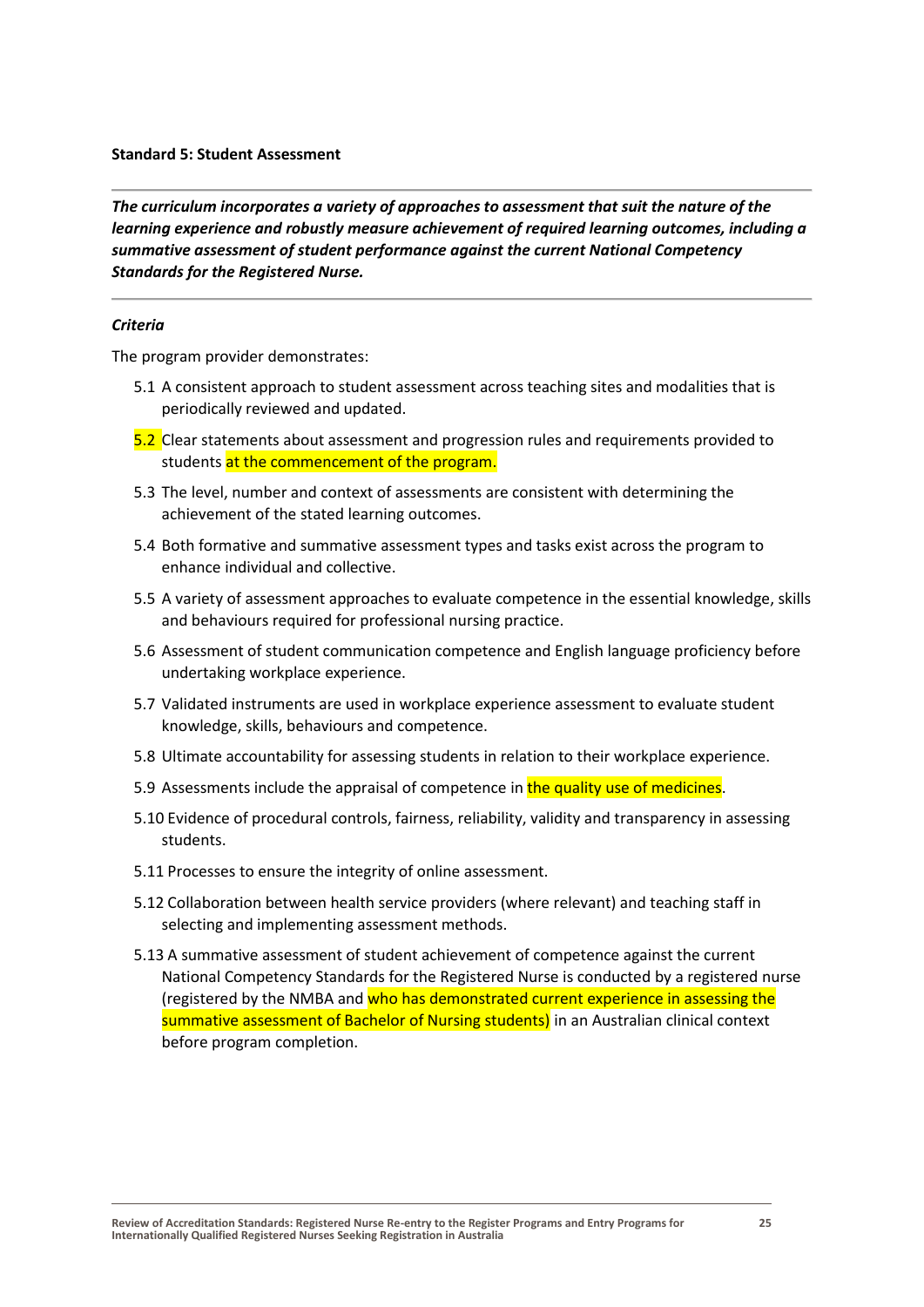**Standard 5: Student Assessment**

---

***The curriculum incorporates a variety of approaches to assessment that suit the nature of the learning experience and robustly measure achievement of required learning outcomes, including a summative assessment of student performance against the current National Competency Standards for the Registered Nurse.***

---

***Criteria***

The program provider demonstrates:

- 5.1 A consistent approach to student assessment across teaching sites and modalities that is periodically reviewed and updated.
- 5.2 Clear statements about assessment and progression rules and requirements provided to students at the commencement of the program.
- 5.3 The level, number and context of assessments are consistent with determining the achievement of the stated learning outcomes.
- 5.4 Both formative and summative assessment types and tasks exist across the program to enhance individual and collective.
- 5.5 A variety of assessment approaches to evaluate competence in the essential knowledge, skills and behaviours required for professional nursing practice.
- 5.6 Assessment of student communication competence and English language proficiency before undertaking workplace experience.
- 5.7 Validated instruments are used in workplace experience assessment to evaluate student knowledge, skills, behaviours and competence.
- 5.8 Ultimate accountability for assessing students in relation to their workplace experience.
- 5.9 Assessments include the appraisal of competence in the quality use of medicines.
- 5.10 Evidence of procedural controls, fairness, reliability, validity and transparency in assessing students.
- 5.11 Processes to ensure the integrity of online assessment.
- 5.12 Collaboration between health service providers (where relevant) and teaching staff in selecting and implementing assessment methods.
- 5.13 A summative assessment of student achievement of competence against the current National Competency Standards for the Registered Nurse is conducted by a registered nurse (registered by the NMBA and who has demonstrated current experience in assessing the summative assessment of Bachelor of Nursing students) in an Australian clinical context before program completion.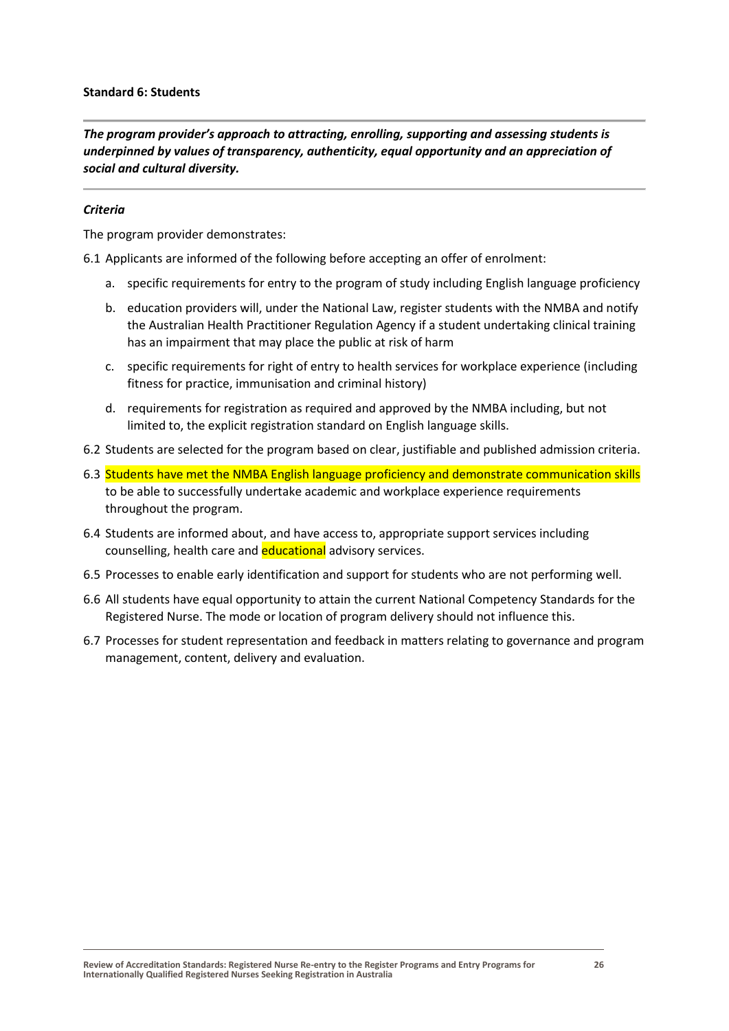**Standard 6: Students**

***The program provider's approach to attracting, enrolling, supporting and assessing students is underpinned by values of transparency, authenticity, equal opportunity and an appreciation of social and cultural diversity.***

***Criteria***

The program provider demonstrates:

6.1 Applicants are informed of the following before accepting an offer of enrolment:

a. specific requirements for entry to the program of study including English language proficiency

b. education providers will, under the National Law, register students with the NMBA and notify the Australian Health Practitioner Regulation Agency if a student undertaking clinical training has an impairment that may place the public at risk of harm

c. specific requirements for right of entry to health services for workplace experience (including fitness for practice, immunisation and criminal history)

d. requirements for registration as required and approved by the NMBA including, but not limited to, the explicit registration standard on English language skills.

6.2 Students are selected for the program based on clear, justifiable and published admission criteria.

6.3 Students have met the NMBA English language proficiency and demonstrate communication skills to be able to successfully undertake academic and workplace experience requirements throughout the program.

6.4 Students are informed about, and have access to, appropriate support services including counselling, health care and educational advisory services.

6.5 Processes to enable early identification and support for students who are not performing well.

6.6 All students have equal opportunity to attain the current National Competency Standards for the Registered Nurse. The mode or location of program delivery should not influence this.

6.7 Processes for student representation and feedback in matters relating to governance and program management, content, delivery and evaluation.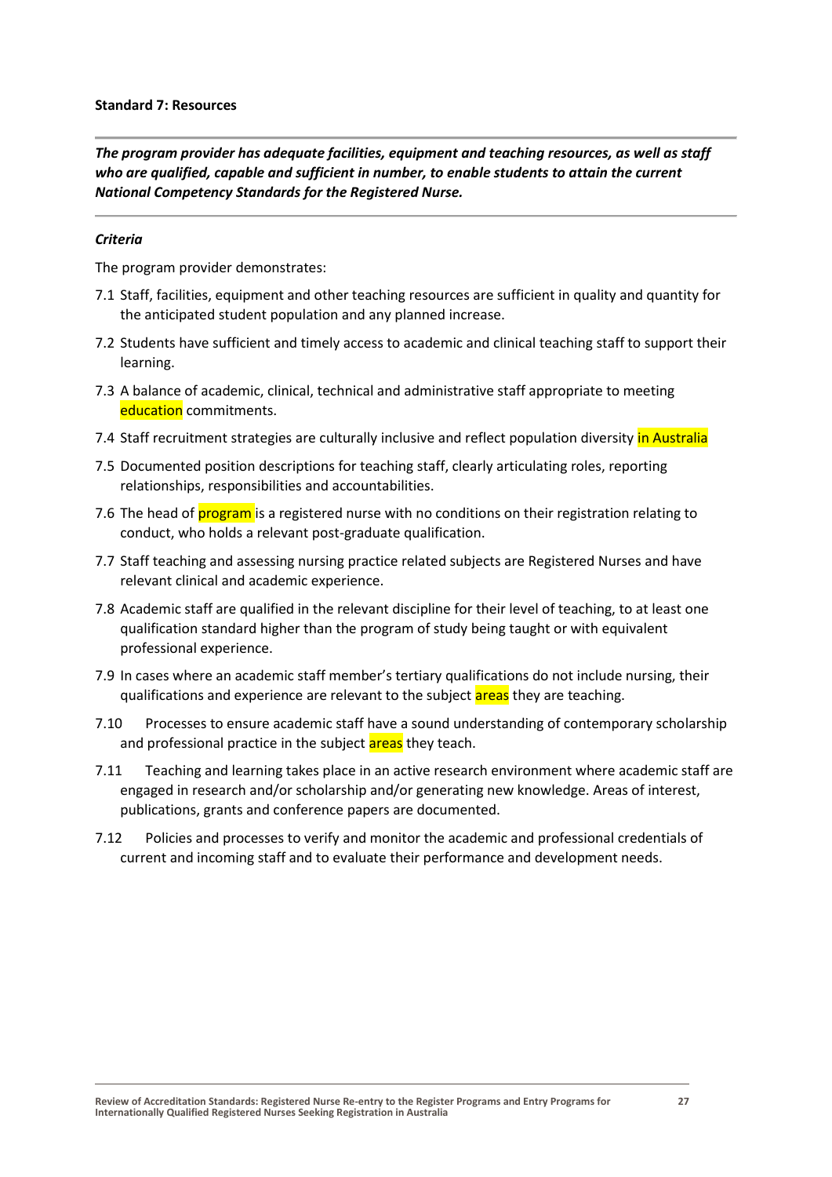**Standard 7: Resources**

---

***The program provider has adequate facilities, equipment and teaching resources, as well as staff who are qualified, capable and sufficient in number, to enable students to attain the current National Competency Standards for the Registered Nurse.***

---

***Criteria***

The program provider demonstrates:

7.1 Staff, facilities, equipment and other teaching resources are sufficient in quality and quantity for the anticipated student population and any planned increase.

7.2 Students have sufficient and timely access to academic and clinical teaching staff to support their learning.

7.3 A balance of academic, clinical, technical and administrative staff appropriate to meeting education commitments.

7.4 Staff recruitment strategies are culturally inclusive and reflect population diversity in Australia

7.5 Documented position descriptions for teaching staff, clearly articulating roles, reporting relationships, responsibilities and accountabilities.

7.6 The head of program is a registered nurse with no conditions on their registration relating to conduct, who holds a relevant post-graduate qualification.

7.7 Staff teaching and assessing nursing practice related subjects are Registered Nurses and have relevant clinical and academic experience.

7.8 Academic staff are qualified in the relevant discipline for their level of teaching, to at least one qualification standard higher than the program of study being taught or with equivalent professional experience.

7.9 In cases where an academic staff member's tertiary qualifications do not include nursing, their qualifications and experience are relevant to the subject areas they are teaching.

7.10 Processes to ensure academic staff have a sound understanding of contemporary scholarship and professional practice in the subject areas they teach.

7.11 Teaching and learning takes place in an active research environment where academic staff are engaged in research and/or scholarship and/or generating new knowledge. Areas of interest, publications, grants and conference papers are documented.

7.12 Policies and processes to verify and monitor the academic and professional credentials of current and incoming staff and to evaluate their performance and development needs.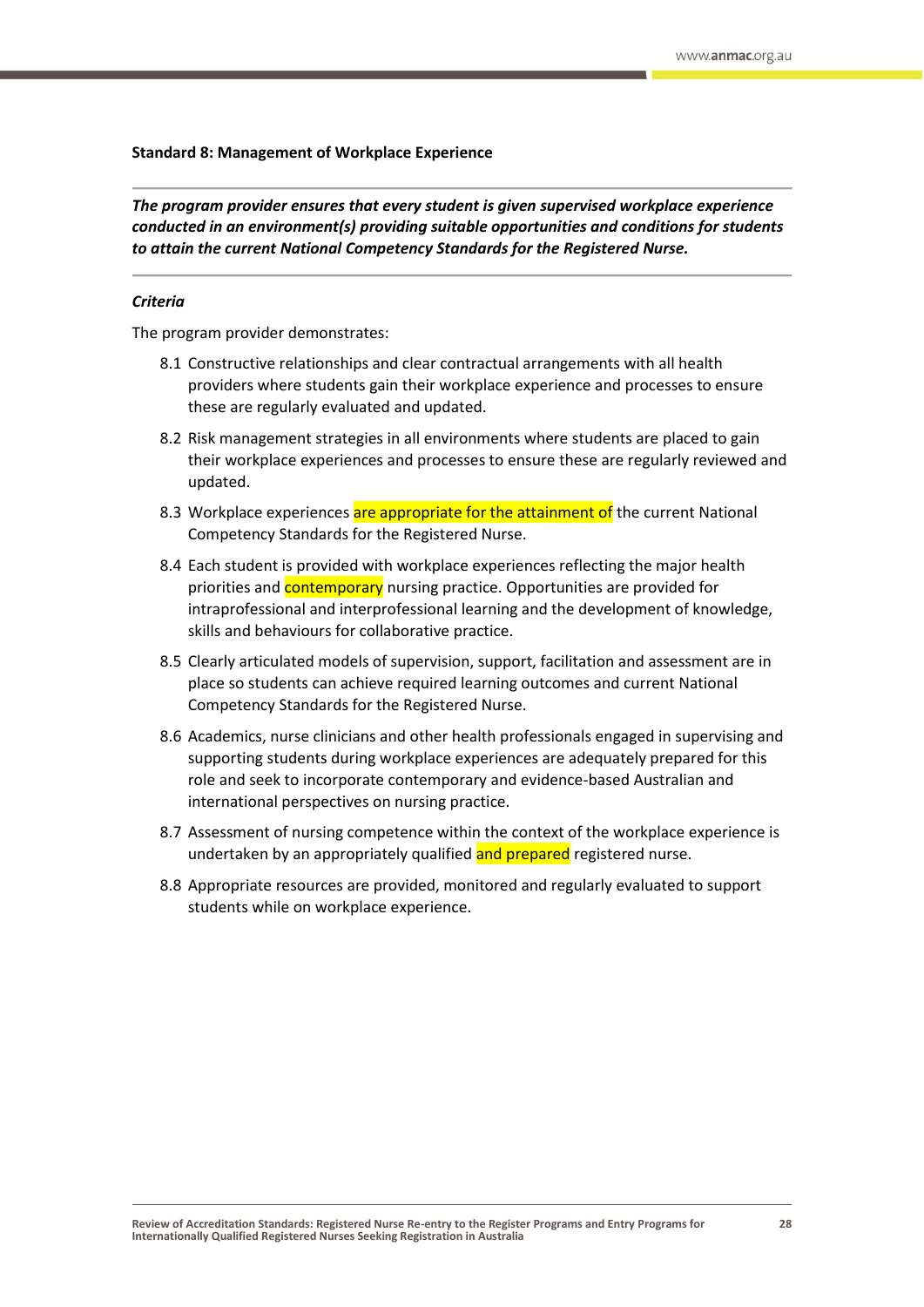**Standard 8: Management of Workplace Experience**

***The program provider ensures that every student is given supervised workplace experience conducted in an environment(s) providing suitable opportunities and conditions for students to attain the current National Competency Standards for the Registered Nurse.***

***Criteria***

The program provider demonstrates:

8.1 Constructive relationships and clear contractual arrangements with all health providers where students gain their workplace experience and processes to ensure these are regularly evaluated and updated.

8.2 Risk management strategies in all environments where students are placed to gain their workplace experiences and processes to ensure these are regularly reviewed and updated.

8.3 Workplace experiences are appropriate for the attainment of the current National Competency Standards for the Registered Nurse.

8.4 Each student is provided with workplace experiences reflecting the major health priorities and contemporary nursing practice. Opportunities are provided for intraprofessional and interprofessional learning and the development of knowledge, skills and behaviours for collaborative practice.

8.5 Clearly articulated models of supervision, support, facilitation and assessment are in place so students can achieve required learning outcomes and current National Competency Standards for the Registered Nurse.

8.6 Academics, nurse clinicians and other health professionals engaged in supervising and supporting students during workplace experiences are adequately prepared for this role and seek to incorporate contemporary and evidence-based Australian and international perspectives on nursing practice.

8.7 Assessment of nursing competence within the context of the workplace experience is undertaken by an appropriately qualified and prepared registered nurse.

8.8 Appropriate resources are provided, monitored and regularly evaluated to support students while on workplace experience.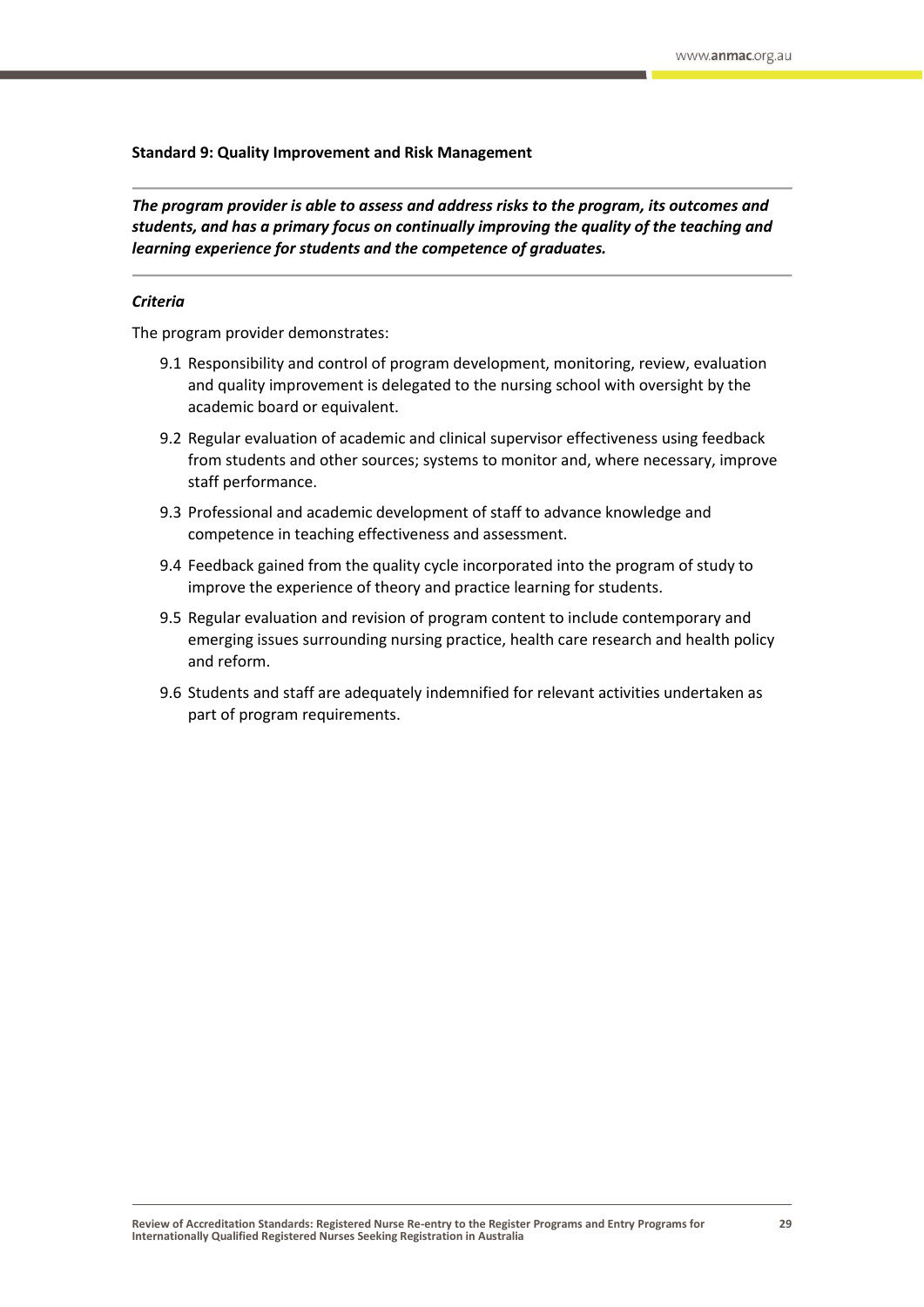**Standard 9: Quality Improvement and Risk Management**

***The program provider is able to assess and address risks to the program, its outcomes and students, and has a primary focus on continually improving the quality of the teaching and learning experience for students and the competence of graduates.***

***Criteria***

The program provider demonstrates:

9.1 Responsibility and control of program development, monitoring, review, evaluation and quality improvement is delegated to the nursing school with oversight by the academic board or equivalent.

9.2 Regular evaluation of academic and clinical supervisor effectiveness using feedback from students and other sources; systems to monitor and, where necessary, improve staff performance.

9.3 Professional and academic development of staff to advance knowledge and competence in teaching effectiveness and assessment.

9.4 Feedback gained from the quality cycle incorporated into the program of study to improve the experience of theory and practice learning for students.

9.5 Regular evaluation and revision of program content to include contemporary and emerging issues surrounding nursing practice, health care research and health policy and reform.

9.6 Students and staff are adequately indemnified for relevant activities undertaken as part of program requirements.